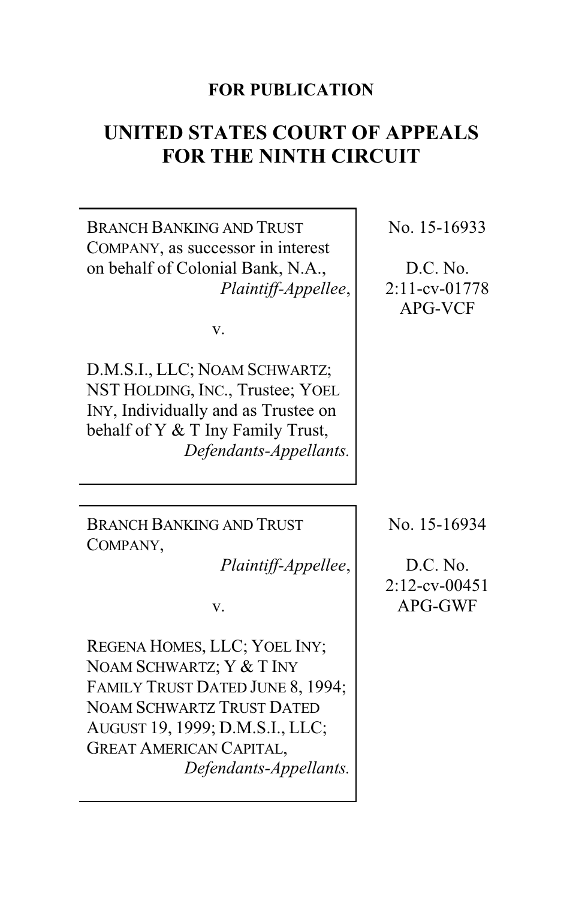**FOR PUBLICATION**

# UNITED STATES COURT OF APPEALS FOR THE NINTH CIRCUIT

| | |
|---|---|
| BRANCH BANKING AND TRUST COMPANY, as successor in interest on behalf of Colonial Bank, N.A., *Plaintiff-Appellee*,<br><br>v.<br><br>D.M.S.I., LLC; NOAM SCHWARTZ; NST HOLDING, INC., Trustee; YOEL INY, Individually and as Trustee on behalf of Y & T Iny Family Trust, *Defendants-Appellants.* | No. 15-16933<br><br>D.C. No. 2:11-cv-01778 APG-VCF |
| BRANCH BANKING AND TRUST COMPANY, *Plaintiff-Appellee*,<br><br>v.<br><br>REGENA HOMES, LLC; YOEL INY; NOAM SCHWARTZ; Y & T INY FAMILY TRUST DATED JUNE 8, 1994; NOAM SCHWARTZ TRUST DATED AUGUST 19, 1999; D.M.S.I., LLC; GREAT AMERICAN CAPITAL, *Defendants-Appellants.* | No. 15-16934<br><br>D.C. No. 2:12-cv-00451 APG-GWF |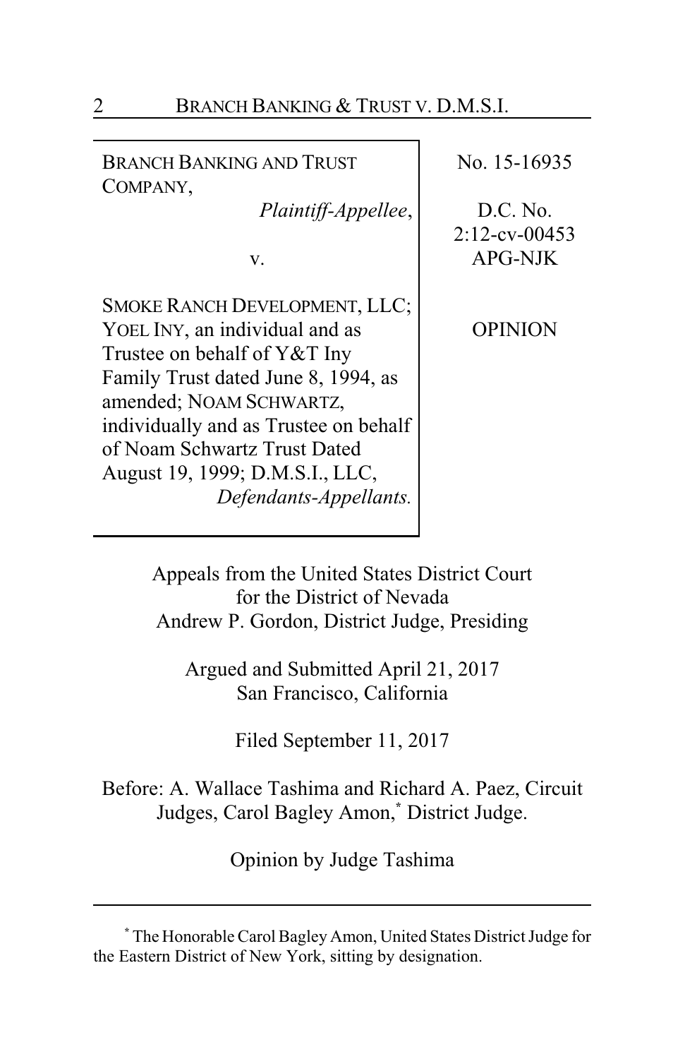| BRANCH BANKING AND TRUST COMPANY, *Plaintiff-Appellee*, v. SMOKE RANCH DEVELOPMENT, LLC; YOEL INY, an individual and as Trustee on behalf of Y&T Iny Family Trust dated June 8, 1994, as amended; NOAM SCHWARTZ, individually and as Trustee on behalf of Noam Schwartz Trust Dated August 19, 1999; D.M.S.I., LLC, *Defendants-Appellants.* | No. 15-16935<br><br>D.C. No. 2:12-cv-00453 APG-NJK<br><br>OPINION |
|---|---|

Appeals from the United States District Court for the District of Nevada
Andrew P. Gordon, District Judge, Presiding

Argued and Submitted April 21, 2017
San Francisco, California

Filed September 11, 2017

Before: A. Wallace Tashima and Richard A. Paez, Circuit Judges, Carol Bagley Amon,* District Judge.

Opinion by Judge Tashima

---

\* The Honorable Carol Bagley Amon, United States District Judge for the Eastern District of New York, sitting by designation.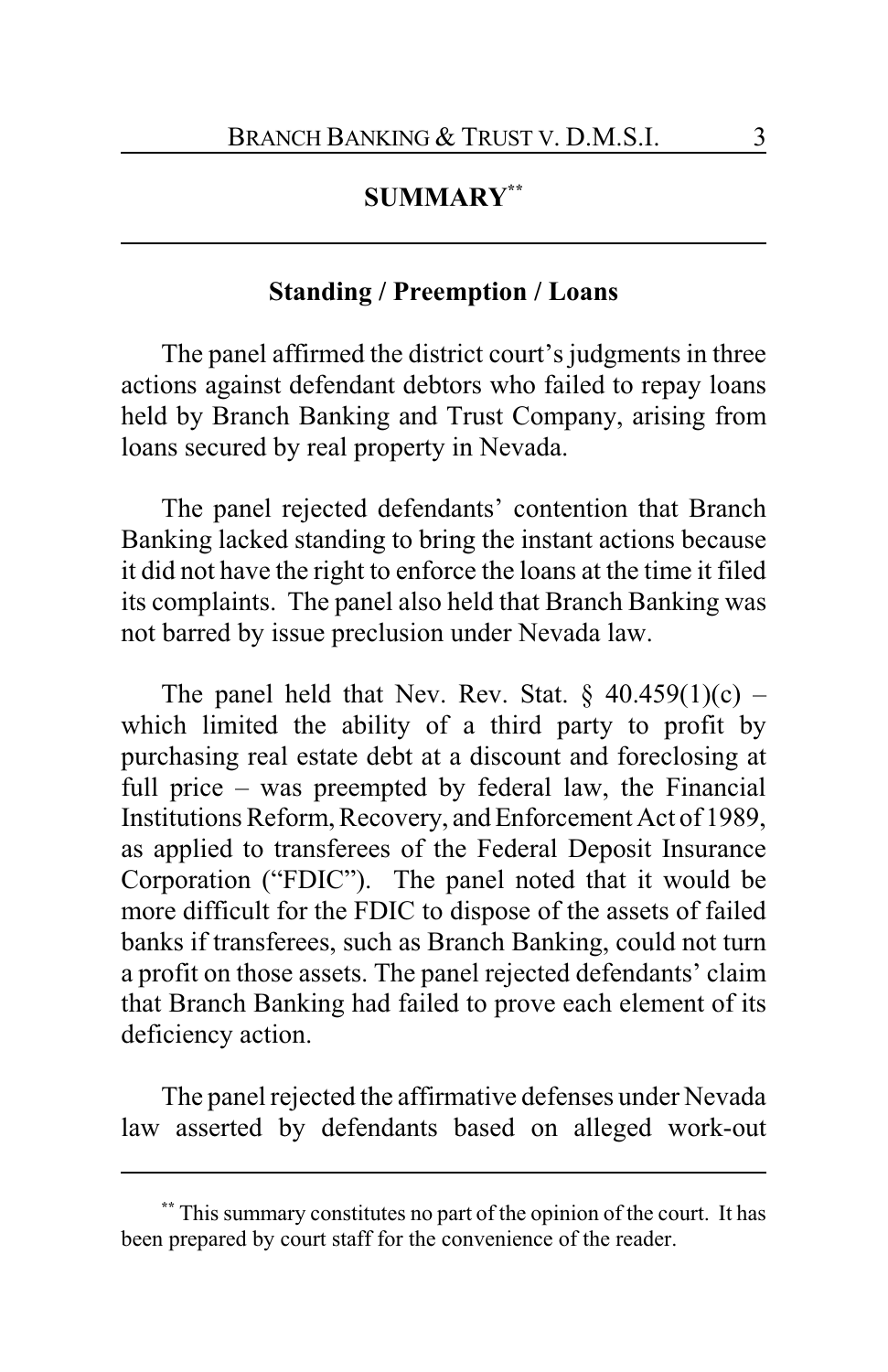## SUMMARY[**]

### Standing / Preemption / Loans

The panel affirmed the district court's judgments in three actions against defendant debtors who failed to repay loans held by Branch Banking and Trust Company, arising from loans secured by real property in Nevada.

The panel rejected defendants' contention that Branch Banking lacked standing to bring the instant actions because it did not have the right to enforce the loans at the time it filed its complaints. The panel also held that Branch Banking was not barred by issue preclusion under Nevada law.

The panel held that Nev. Rev. Stat. § 40.459(1)(c) – which limited the ability of a third party to profit by purchasing real estate debt at a discount and foreclosing at full price – was preempted by federal law, the Financial Institutions Reform, Recovery, and Enforcement Act of 1989, as applied to transferees of the Federal Deposit Insurance Corporation ("FDIC"). The panel noted that it would be more difficult for the FDIC to dispose of the assets of failed banks if transferees, such as Branch Banking, could not turn a profit on those assets. The panel rejected defendants' claim that Branch Banking had failed to prove each element of its deficiency action.

The panel rejected the affirmative defenses under Nevada law asserted by defendants based on alleged work-out

[**] This summary constitutes no part of the opinion of the court. It has been prepared by court staff for the convenience of the reader.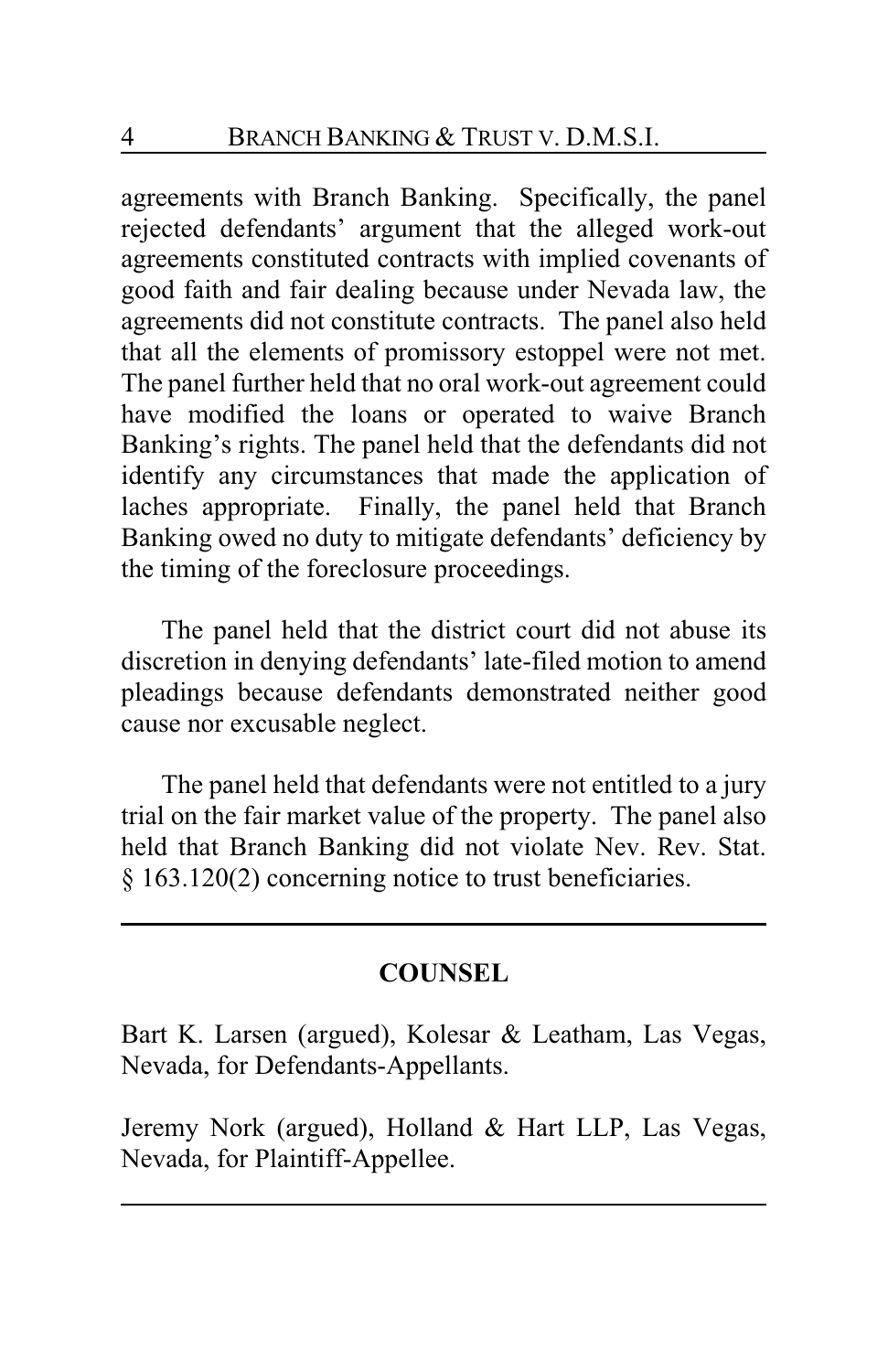agreements with Branch Banking. Specifically, the panel rejected defendants' argument that the alleged work-out agreements constituted contracts with implied covenants of good faith and fair dealing because under Nevada law, the agreements did not constitute contracts. The panel also held that all the elements of promissory estoppel were not met. The panel further held that no oral work-out agreement could have modified the loans or operated to waive Branch Banking's rights. The panel held that the defendants did not identify any circumstances that made the application of laches appropriate. Finally, the panel held that Branch Banking owed no duty to mitigate defendants' deficiency by the timing of the foreclosure proceedings.

The panel held that the district court did not abuse its discretion in denying defendants' late-filed motion to amend pleadings because defendants demonstrated neither good cause nor excusable neglect.

The panel held that defendants were not entitled to a jury trial on the fair market value of the property. The panel also held that Branch Banking did not violate Nev. Rev. Stat. § 163.120(2) concerning notice to trust beneficiaries.

---

## COUNSEL

Bart K. Larsen (argued), Kolesar & Leatham, Las Vegas, Nevada, for Defendants-Appellants.

Jeremy Nork (argued), Holland & Hart LLP, Las Vegas, Nevada, for Plaintiff-Appellee.

---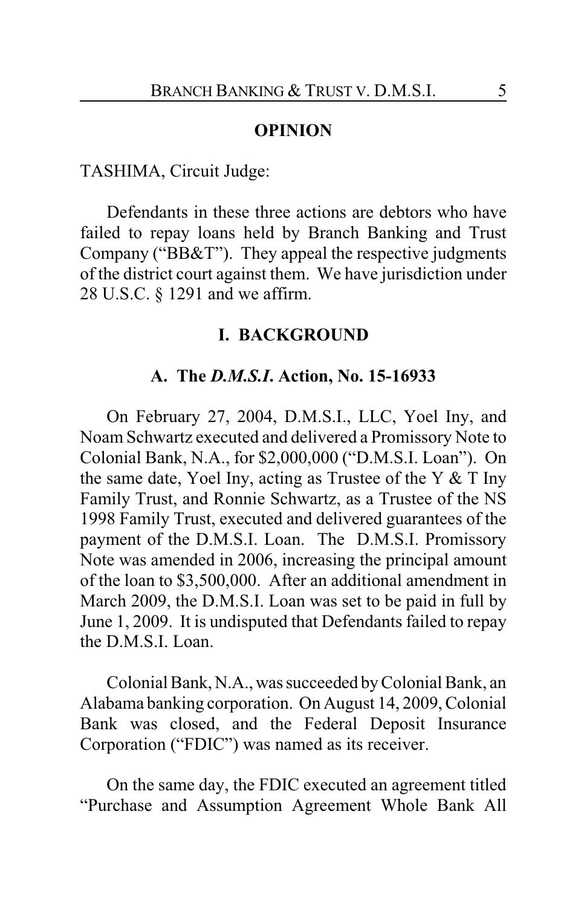## OPINION

TASHIMA, Circuit Judge:

Defendants in these three actions are debtors who have failed to repay loans held by Branch Banking and Trust Company ("BB&T"). They appeal the respective judgments of the district court against them. We have jurisdiction under 28 U.S.C. § 1291 and we affirm.

## I. BACKGROUND

### A. The *D.M.S.I.* Action, No. 15-16933

On February 27, 2004, D.M.S.I., LLC, Yoel Iny, and Noam Schwartz executed and delivered a Promissory Note to Colonial Bank, N.A., for $2,000,000 ("D.M.S.I. Loan"). On the same date, Yoel Iny, acting as Trustee of the Y & T Iny Family Trust, and Ronnie Schwartz, as a Trustee of the NS 1998 Family Trust, executed and delivered guarantees of the payment of the D.M.S.I. Loan. The D.M.S.I. Promissory Note was amended in 2006, increasing the principal amount of the loan to $3,500,000. After an additional amendment in March 2009, the D.M.S.I. Loan was set to be paid in full by June 1, 2009. It is undisputed that Defendants failed to repay the D.M.S.I. Loan.

Colonial Bank, N.A., was succeeded by Colonial Bank, an Alabama banking corporation. On August 14, 2009, Colonial Bank was closed, and the Federal Deposit Insurance Corporation ("FDIC") was named as its receiver.

On the same day, the FDIC executed an agreement titled "Purchase and Assumption Agreement Whole Bank All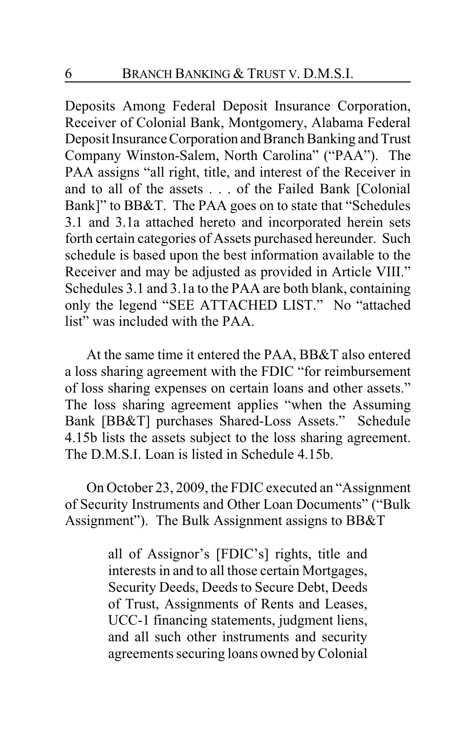Deposits Among Federal Deposit Insurance Corporation, Receiver of Colonial Bank, Montgomery, Alabama Federal Deposit Insurance Corporation and Branch Banking and Trust Company Winston-Salem, North Carolina" ("PAA"). The PAA assigns "all right, title, and interest of the Receiver in and to all of the assets . . . of the Failed Bank [Colonial Bank]" to BB&T. The PAA goes on to state that "Schedules 3.1 and 3.1a attached hereto and incorporated herein sets forth certain categories of Assets purchased hereunder. Such schedule is based upon the best information available to the Receiver and may be adjusted as provided in Article VIII." Schedules 3.1 and 3.1a to the PAA are both blank, containing only the legend "SEE ATTACHED LIST." No "attached list" was included with the PAA.

At the same time it entered the PAA, BB&T also entered a loss sharing agreement with the FDIC "for reimbursement of loss sharing expenses on certain loans and other assets." The loss sharing agreement applies "when the Assuming Bank [BB&T] purchases Shared-Loss Assets." Schedule 4.15b lists the assets subject to the loss sharing agreement. The D.M.S.I. Loan is listed in Schedule 4.15b.

On October 23, 2009, the FDIC executed an "Assignment of Security Instruments and Other Loan Documents" ("Bulk Assignment"). The Bulk Assignment assigns to BB&T

> all of Assignor's [FDIC's] rights, title and interests in and to all those certain Mortgages, Security Deeds, Deeds to Secure Debt, Deeds of Trust, Assignments of Rents and Leases, UCC-1 financing statements, judgment liens, and all such other instruments and security agreements securing loans owned by Colonial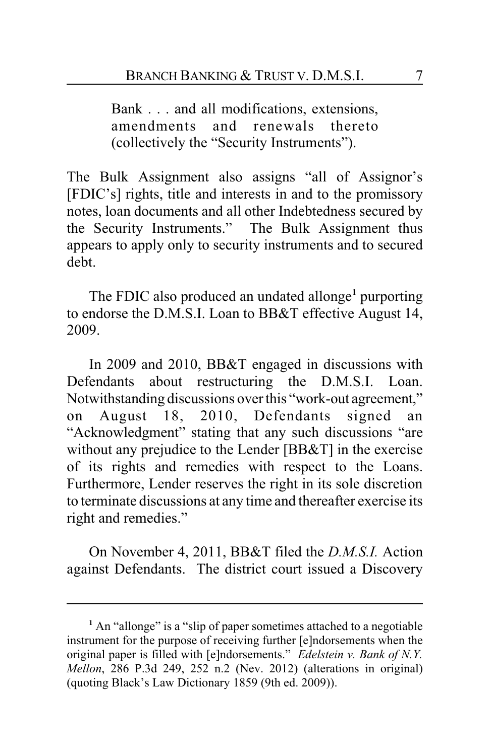> Bank . . . and all modifications, extensions, amendments and renewals thereto (collectively the "Security Instruments").

The Bulk Assignment also assigns "all of Assignor's [FDIC's] rights, title and interests in and to the promissory notes, loan documents and all other Indebtedness secured by the Security Instruments." The Bulk Assignment thus appears to apply only to security instruments and to secured debt.

The FDIC also produced an undated allonge[1] purporting to endorse the D.M.S.I. Loan to BB&T effective August 14, 2009.

In 2009 and 2010, BB&T engaged in discussions with Defendants about restructuring the D.M.S.I. Loan. Notwithstanding discussions over this "work-out agreement," on August 18, 2010, Defendants signed an "Acknowledgment" stating that any such discussions "are without any prejudice to the Lender [BB&T] in the exercise of its rights and remedies with respect to the Loans. Furthermore, Lender reserves the right in its sole discretion to terminate discussions at any time and thereafter exercise its right and remedies."

On November 4, 2011, BB&T filed the *D.M.S.I.* Action against Defendants. The district court issued a Discovery

---

[1] An "allonge" is a "slip of paper sometimes attached to a negotiable instrument for the purpose of receiving further [e]ndorsements when the original paper is filled with [e]ndorsements." *Edelstein v. Bank of N.Y. Mellon*, 286 P.3d 249, 252 n.2 (Nev. 2012) (alterations in original) (quoting Black's Law Dictionary 1859 (9th ed. 2009)).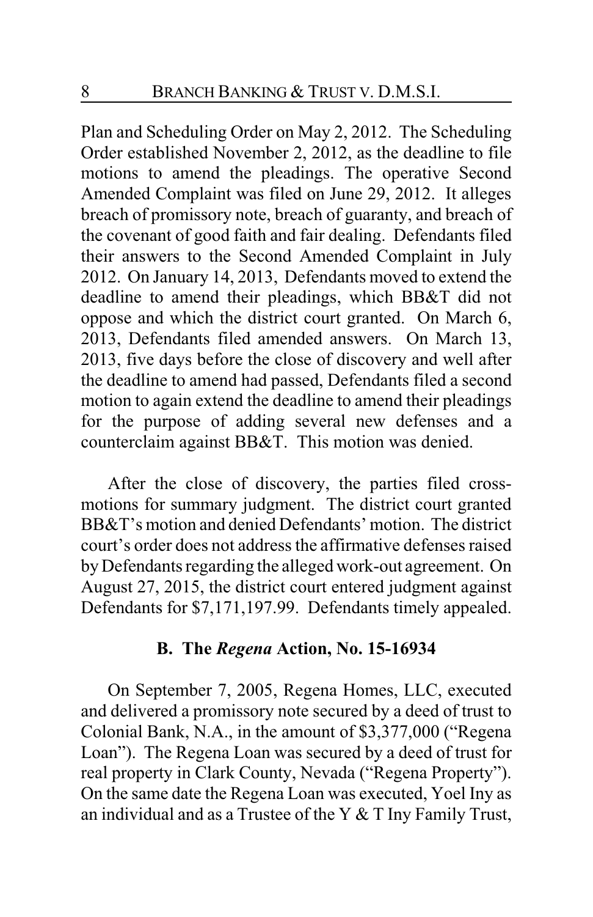Plan and Scheduling Order on May 2, 2012. The Scheduling Order established November 2, 2012, as the deadline to file motions to amend the pleadings. The operative Second Amended Complaint was filed on June 29, 2012. It alleges breach of promissory note, breach of guaranty, and breach of the covenant of good faith and fair dealing. Defendants filed their answers to the Second Amended Complaint in July 2012. On January 14, 2013, Defendants moved to extend the deadline to amend their pleadings, which BB&T did not oppose and which the district court granted. On March 6, 2013, Defendants filed amended answers. On March 13, 2013, five days before the close of discovery and well after the deadline to amend had passed, Defendants filed a second motion to again extend the deadline to amend their pleadings for the purpose of adding several new defenses and a counterclaim against BB&T. This motion was denied.

After the close of discovery, the parties filed cross-motions for summary judgment. The district court granted BB&T's motion and denied Defendants' motion. The district court's order does not address the affirmative defenses raised by Defendants regarding the alleged work-out agreement. On August 27, 2015, the district court entered judgment against Defendants for $7,171,197.99. Defendants timely appealed.

### B. The *Regena* Action, No. 15-16934

On September 7, 2005, Regena Homes, LLC, executed and delivered a promissory note secured by a deed of trust to Colonial Bank, N.A., in the amount of $3,377,000 ("Regena Loan"). The Regena Loan was secured by a deed of trust for real property in Clark County, Nevada ("Regena Property"). On the same date the Regena Loan was executed, Yoel Iny as an individual and as a Trustee of the Y & T Iny Family Trust,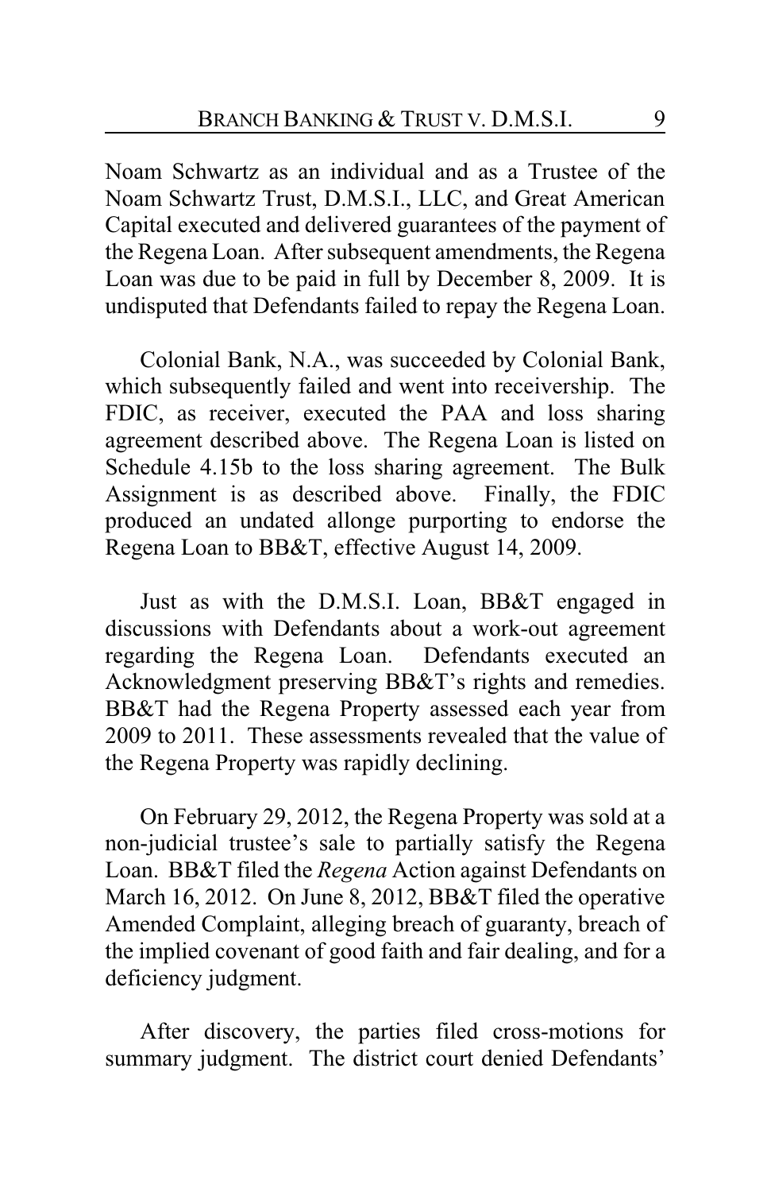Noam Schwartz as an individual and as a Trustee of the Noam Schwartz Trust, D.M.S.I., LLC, and Great American Capital executed and delivered guarantees of the payment of the Regena Loan. After subsequent amendments, the Regena Loan was due to be paid in full by December 8, 2009. It is undisputed that Defendants failed to repay the Regena Loan.

Colonial Bank, N.A., was succeeded by Colonial Bank, which subsequently failed and went into receivership. The FDIC, as receiver, executed the PAA and loss sharing agreement described above. The Regena Loan is listed on Schedule 4.15b to the loss sharing agreement. The Bulk Assignment is as described above. Finally, the FDIC produced an undated allonge purporting to endorse the Regena Loan to BB&T, effective August 14, 2009.

Just as with the D.M.S.I. Loan, BB&T engaged in discussions with Defendants about a work-out agreement regarding the Regena Loan. Defendants executed an Acknowledgment preserving BB&T's rights and remedies. BB&T had the Regena Property assessed each year from 2009 to 2011. These assessments revealed that the value of the Regena Property was rapidly declining.

On February 29, 2012, the Regena Property was sold at a non-judicial trustee's sale to partially satisfy the Regena Loan. BB&T filed the *Regena* Action against Defendants on March 16, 2012. On June 8, 2012, BB&T filed the operative Amended Complaint, alleging breach of guaranty, breach of the implied covenant of good faith and fair dealing, and for a deficiency judgment.

After discovery, the parties filed cross-motions for summary judgment. The district court denied Defendants'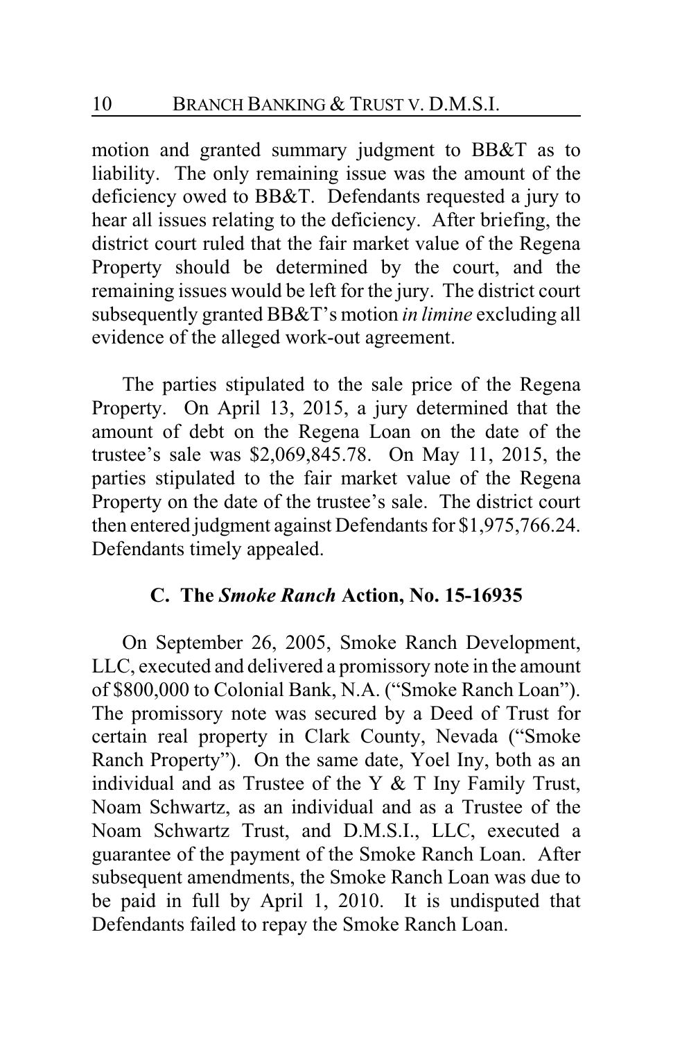motion and granted summary judgment to BB&T as to liability. The only remaining issue was the amount of the deficiency owed to BB&T. Defendants requested a jury to hear all issues relating to the deficiency. After briefing, the district court ruled that the fair market value of the Regena Property should be determined by the court, and the remaining issues would be left for the jury. The district court subsequently granted BB&T's motion *in limine* excluding all evidence of the alleged work-out agreement.

The parties stipulated to the sale price of the Regena Property. On April 13, 2015, a jury determined that the amount of debt on the Regena Loan on the date of the trustee's sale was $2,069,845.78. On May 11, 2015, the parties stipulated to the fair market value of the Regena Property on the date of the trustee's sale. The district court then entered judgment against Defendants for $1,975,766.24. Defendants timely appealed.

### C. The *Smoke Ranch* Action, No. 15-16935

On September 26, 2005, Smoke Ranch Development, LLC, executed and delivered a promissory note in the amount of $800,000 to Colonial Bank, N.A. ("Smoke Ranch Loan"). The promissory note was secured by a Deed of Trust for certain real property in Clark County, Nevada ("Smoke Ranch Property"). On the same date, Yoel Iny, both as an individual and as Trustee of the Y & T Iny Family Trust, Noam Schwartz, as an individual and as a Trustee of the Noam Schwartz Trust, and D.M.S.I., LLC, executed a guarantee of the payment of the Smoke Ranch Loan. After subsequent amendments, the Smoke Ranch Loan was due to be paid in full by April 1, 2010. It is undisputed that Defendants failed to repay the Smoke Ranch Loan.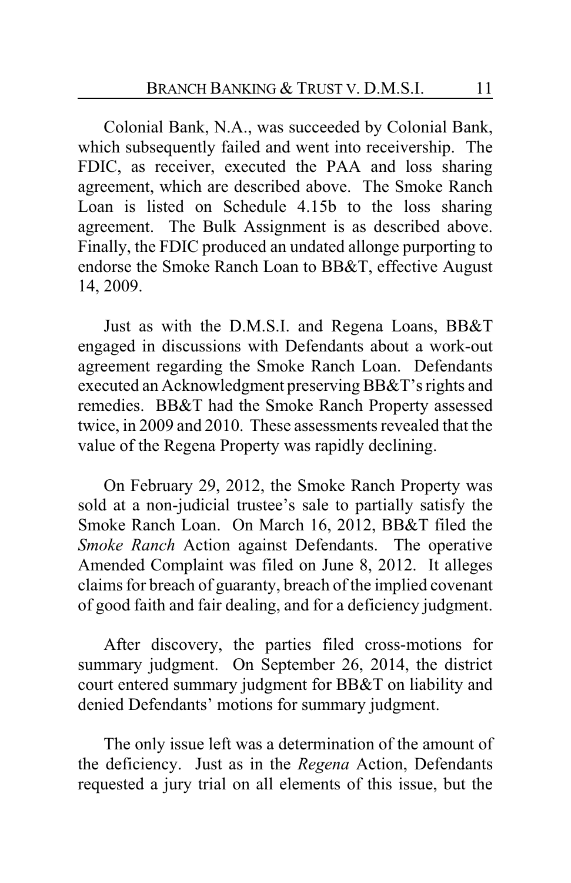Colonial Bank, N.A., was succeeded by Colonial Bank, which subsequently failed and went into receivership. The FDIC, as receiver, executed the PAA and loss sharing agreement, which are described above. The Smoke Ranch Loan is listed on Schedule 4.15b to the loss sharing agreement. The Bulk Assignment is as described above. Finally, the FDIC produced an undated allonge purporting to endorse the Smoke Ranch Loan to BB&T, effective August 14, 2009.

Just as with the D.M.S.I. and Regena Loans, BB&T engaged in discussions with Defendants about a work-out agreement regarding the Smoke Ranch Loan. Defendants executed an Acknowledgment preserving BB&T's rights and remedies. BB&T had the Smoke Ranch Property assessed twice, in 2009 and 2010. These assessments revealed that the value of the Regena Property was rapidly declining.

On February 29, 2012, the Smoke Ranch Property was sold at a non-judicial trustee's sale to partially satisfy the Smoke Ranch Loan. On March 16, 2012, BB&T filed the *Smoke Ranch* Action against Defendants. The operative Amended Complaint was filed on June 8, 2012. It alleges claims for breach of guaranty, breach of the implied covenant of good faith and fair dealing, and for a deficiency judgment.

After discovery, the parties filed cross-motions for summary judgment. On September 26, 2014, the district court entered summary judgment for BB&T on liability and denied Defendants' motions for summary judgment.

The only issue left was a determination of the amount of the deficiency. Just as in the *Regena* Action, Defendants requested a jury trial on all elements of this issue, but the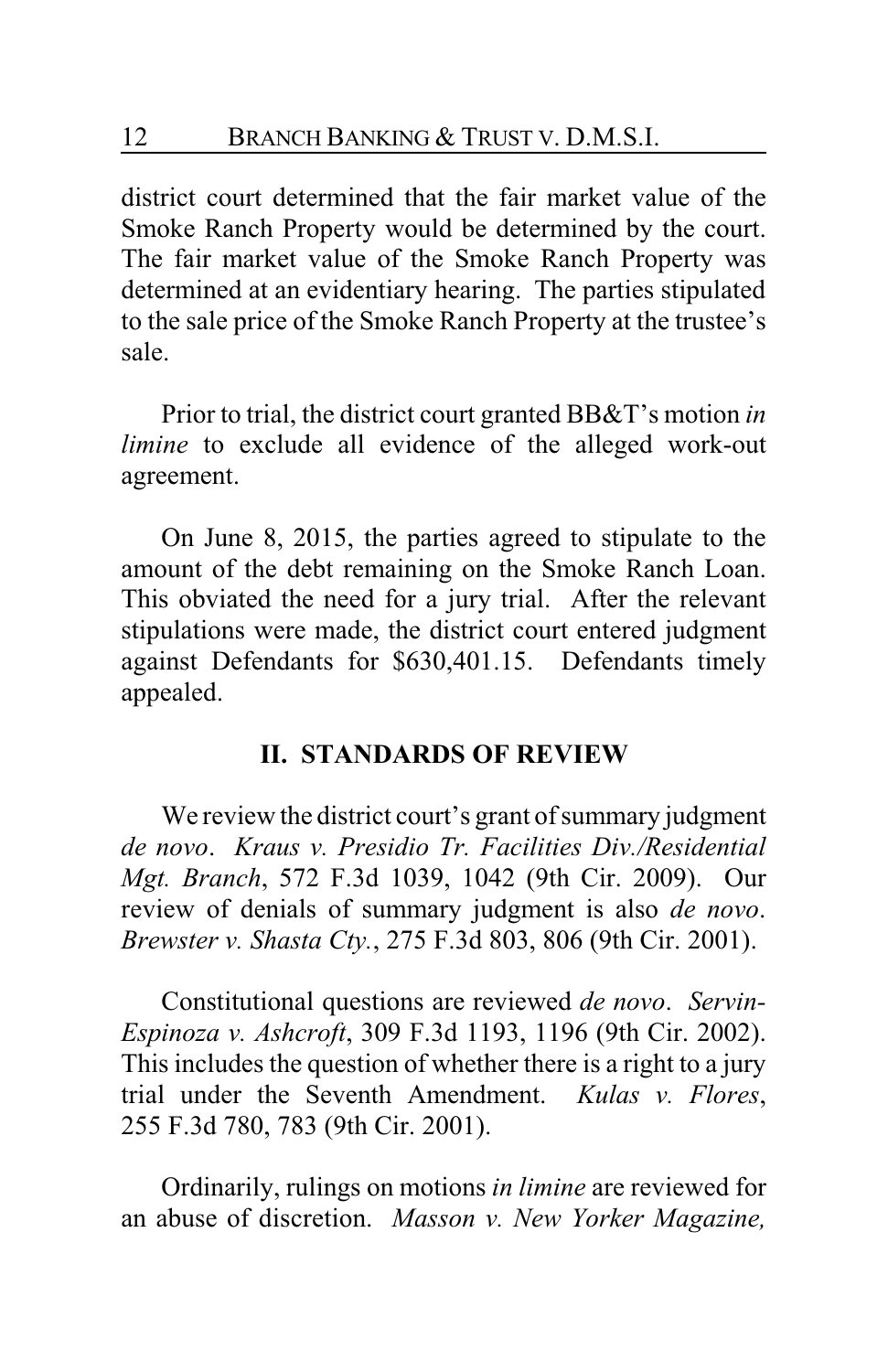district court determined that the fair market value of the Smoke Ranch Property would be determined by the court. The fair market value of the Smoke Ranch Property was determined at an evidentiary hearing. The parties stipulated to the sale price of the Smoke Ranch Property at the trustee's sale.

Prior to trial, the district court granted BB&T's motion *in limine* to exclude all evidence of the alleged work-out agreement.

On June 8, 2015, the parties agreed to stipulate to the amount of the debt remaining on the Smoke Ranch Loan. This obviated the need for a jury trial. After the relevant stipulations were made, the district court entered judgment against Defendants for $630,401.15. Defendants timely appealed.

## II. STANDARDS OF REVIEW

We review the district court's grant of summary judgment *de novo*. *Kraus v. Presidio Tr. Facilities Div./Residential Mgt. Branch*, 572 F.3d 1039, 1042 (9th Cir. 2009). Our review of denials of summary judgment is also *de novo*. *Brewster v. Shasta Cty.*, 275 F.3d 803, 806 (9th Cir. 2001).

Constitutional questions are reviewed *de novo*. *Servin-Espinoza v. Ashcroft*, 309 F.3d 1193, 1196 (9th Cir. 2002). This includes the question of whether there is a right to a jury trial under the Seventh Amendment. *Kulas v. Flores*, 255 F.3d 780, 783 (9th Cir. 2001).

Ordinarily, rulings on motions *in limine* are reviewed for an abuse of discretion. *Masson v. New Yorker Magazine,*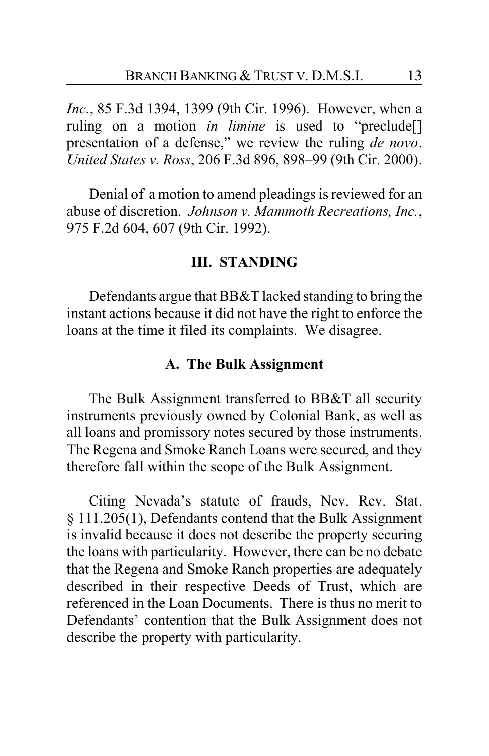*Inc.*, 85 F.3d 1394, 1399 (9th Cir. 1996). However, when a ruling on a motion *in limine* is used to "preclude[] presentation of a defense," we review the ruling *de novo*. *United States v. Ross*, 206 F.3d 896, 898–99 (9th Cir. 2000).

Denial of a motion to amend pleadings is reviewed for an abuse of discretion. *Johnson v. Mammoth Recreations, Inc.*, 975 F.2d 604, 607 (9th Cir. 1992).

## III. STANDING

Defendants argue that BB&T lacked standing to bring the instant actions because it did not have the right to enforce the loans at the time it filed its complaints. We disagree.

### A. The Bulk Assignment

The Bulk Assignment transferred to BB&T all security instruments previously owned by Colonial Bank, as well as all loans and promissory notes secured by those instruments. The Regena and Smoke Ranch Loans were secured, and they therefore fall within the scope of the Bulk Assignment.

Citing Nevada's statute of frauds, Nev. Rev. Stat. § 111.205(1), Defendants contend that the Bulk Assignment is invalid because it does not describe the property securing the loans with particularity. However, there can be no debate that the Regena and Smoke Ranch properties are adequately described in their respective Deeds of Trust, which are referenced in the Loan Documents. There is thus no merit to Defendants' contention that the Bulk Assignment does not describe the property with particularity.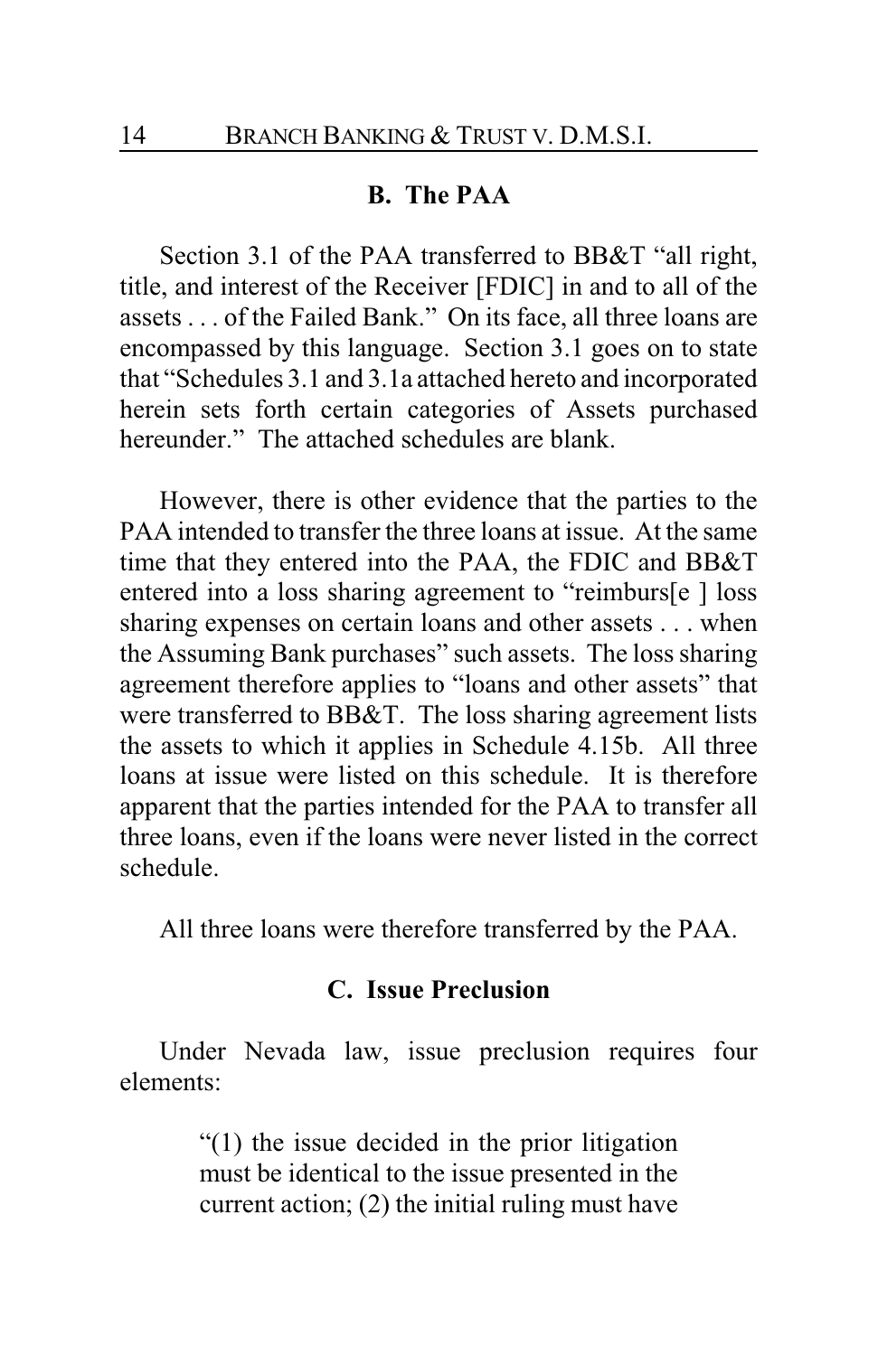### B. The PAA

Section 3.1 of the PAA transferred to BB&T "all right, title, and interest of the Receiver [FDIC] in and to all of the assets . . . of the Failed Bank." On its face, all three loans are encompassed by this language. Section 3.1 goes on to state that "Schedules 3.1 and 3.1a attached hereto and incorporated herein sets forth certain categories of Assets purchased hereunder." The attached schedules are blank.

However, there is other evidence that the parties to the PAA intended to transfer the three loans at issue. At the same time that they entered into the PAA, the FDIC and BB&T entered into a loss sharing agreement to "reimburs[e ] loss sharing expenses on certain loans and other assets . . . when the Assuming Bank purchases" such assets. The loss sharing agreement therefore applies to "loans and other assets" that were transferred to BB&T. The loss sharing agreement lists the assets to which it applies in Schedule 4.15b. All three loans at issue were listed on this schedule. It is therefore apparent that the parties intended for the PAA to transfer all three loans, even if the loans were never listed in the correct schedule.

All three loans were therefore transferred by the PAA.

### C. Issue Preclusion

Under Nevada law, issue preclusion requires four elements:

> "(1) the issue decided in the prior litigation must be identical to the issue presented in the current action; (2) the initial ruling must have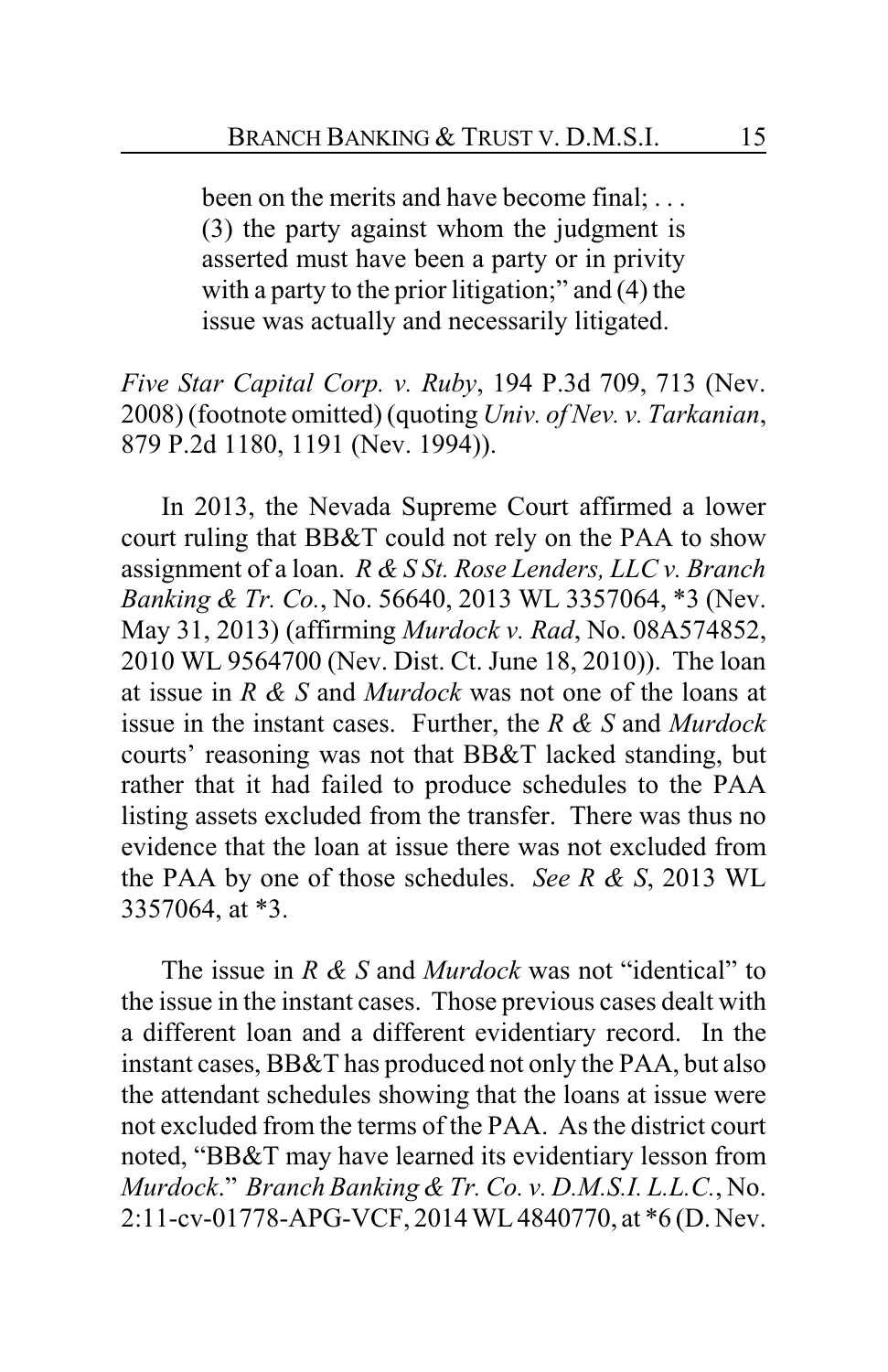> been on the merits and have become final; . . . (3) the party against whom the judgment is asserted must have been a party or in privity with a party to the prior litigation;" and (4) the issue was actually and necessarily litigated.

*Five Star Capital Corp. v. Ruby*, 194 P.3d 709, 713 (Nev. 2008) (footnote omitted) (quoting *Univ. of Nev. v. Tarkanian*, 879 P.2d 1180, 1191 (Nev. 1994)).

In 2013, the Nevada Supreme Court affirmed a lower court ruling that BB&T could not rely on the PAA to show assignment of a loan. *R & S St. Rose Lenders, LLC v. Branch Banking & Tr. Co.*, No. 56640, 2013 WL 3357064, *3 (Nev. May 31, 2013) (affirming *Murdock v. Rad*, No. 08A574852, 2010 WL 9564700 (Nev. Dist. Ct. June 18, 2010)). The loan at issue in *R & S* and *Murdock* was not one of the loans at issue in the instant cases. Further, the *R & S* and *Murdock* courts' reasoning was not that BB&T lacked standing, but rather that it had failed to produce schedules to the PAA listing assets excluded from the transfer. There was thus no evidence that the loan at issue there was not excluded from the PAA by one of those schedules. *See R & S*, 2013 WL 3357064, at *3.

The issue in *R & S* and *Murdock* was not "identical" to the issue in the instant cases. Those previous cases dealt with a different loan and a different evidentiary record. In the instant cases, BB&T has produced not only the PAA, but also the attendant schedules showing that the loans at issue were not excluded from the terms of the PAA. As the district court noted, "BB&T may have learned its evidentiary lesson from *Murdock*." *Branch Banking & Tr. Co. v. D.M.S.I. L.L.C.*, No. 2:11-cv-01778-APG-VCF, 2014 WL 4840770, at *6 (D. Nev.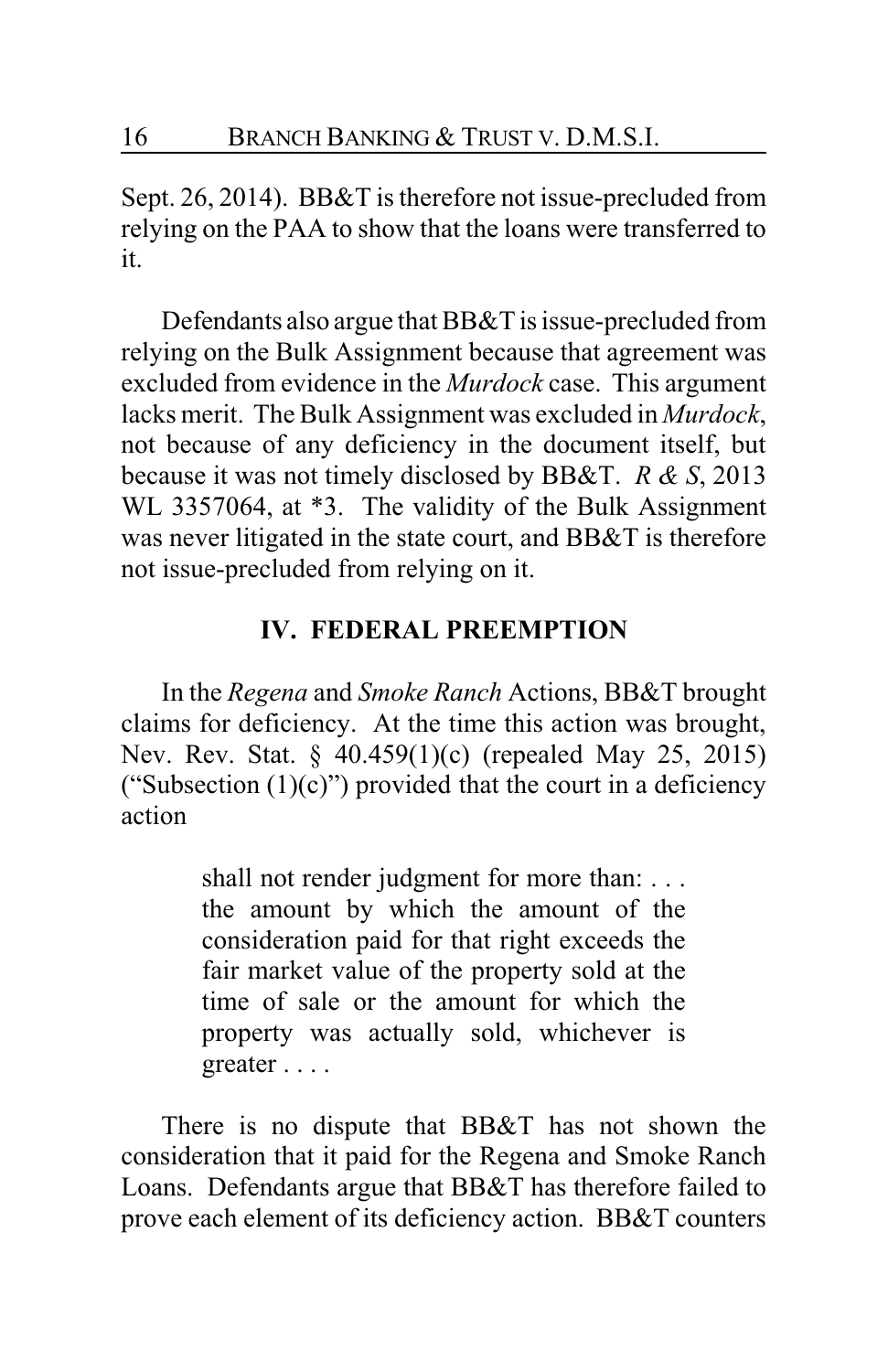Sept. 26, 2014). BB&T is therefore not issue-precluded from relying on the PAA to show that the loans were transferred to it.

Defendants also argue that BB&T is issue-precluded from relying on the Bulk Assignment because that agreement was excluded from evidence in the *Murdock* case. This argument lacks merit. The Bulk Assignment was excluded in *Murdock*, not because of any deficiency in the document itself, but because it was not timely disclosed by BB&T. *R & S*, 2013 WL 3357064, at *3. The validity of the Bulk Assignment was never litigated in the state court, and BB&T is therefore not issue-precluded from relying on it.

## IV. FEDERAL PREEMPTION

In the *Regena* and *Smoke Ranch* Actions, BB&T brought claims for deficiency. At the time this action was brought, Nev. Rev. Stat. § 40.459(1)(c) (repealed May 25, 2015) ("Subsection (1)(c)") provided that the court in a deficiency action

> shall not render judgment for more than: . . . the amount by which the amount of the consideration paid for that right exceeds the fair market value of the property sold at the time of sale or the amount for which the property was actually sold, whichever is greater . . . .

There is no dispute that BB&T has not shown the consideration that it paid for the Regena and Smoke Ranch Loans. Defendants argue that BB&T has therefore failed to prove each element of its deficiency action. BB&T counters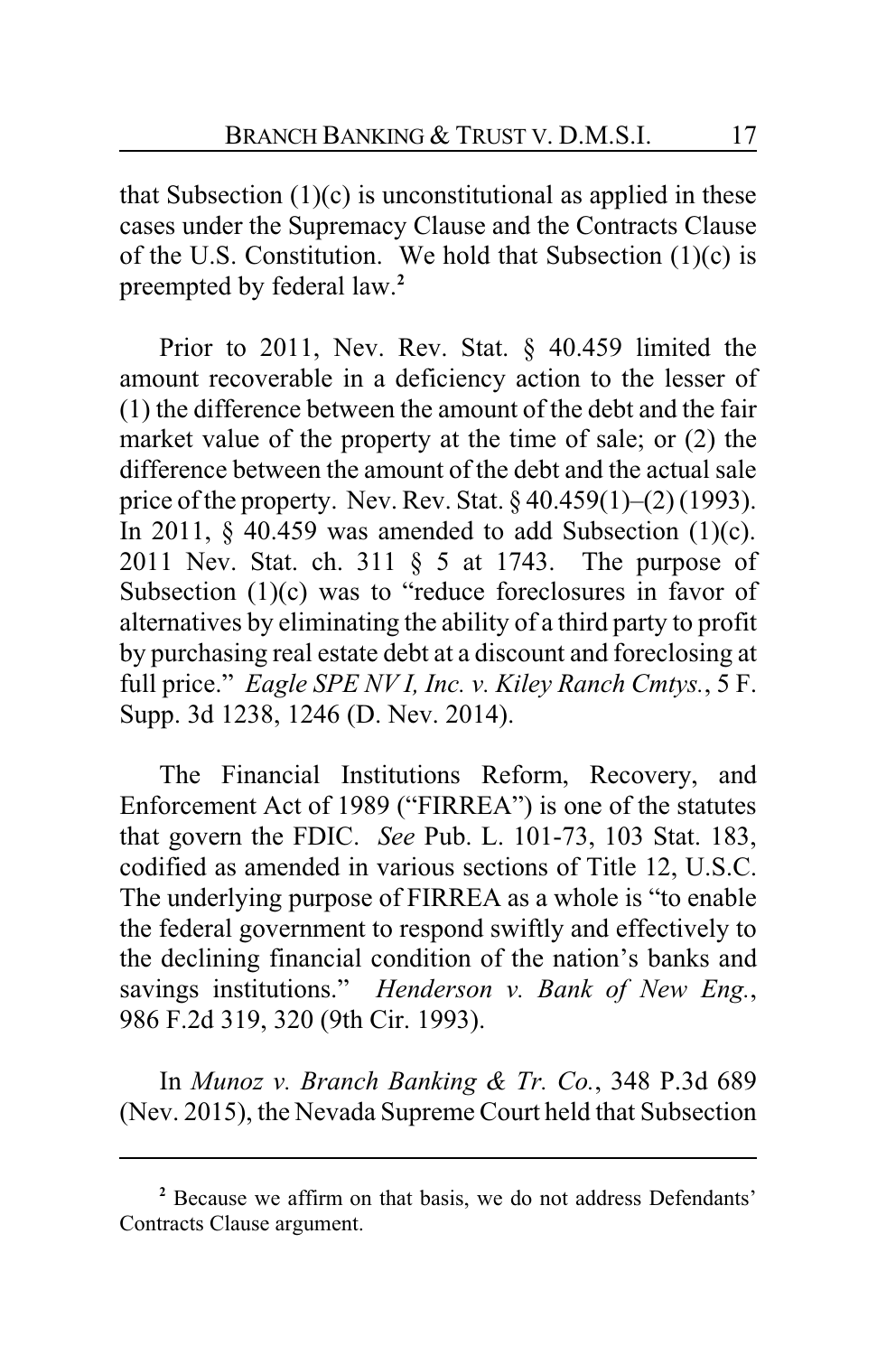that Subsection (1)(c) is unconstitutional as applied in these cases under the Supremacy Clause and the Contracts Clause of the U.S. Constitution. We hold that Subsection (1)(c) is preempted by federal law.[2]

Prior to 2011, Nev. Rev. Stat. § 40.459 limited the amount recoverable in a deficiency action to the lesser of (1) the difference between the amount of the debt and the fair market value of the property at the time of sale; or (2) the difference between the amount of the debt and the actual sale price of the property. Nev. Rev. Stat. § 40.459(1)–(2) (1993). In 2011, § 40.459 was amended to add Subsection (1)(c). 2011 Nev. Stat. ch. 311 § 5 at 1743. The purpose of Subsection (1)(c) was to "reduce foreclosures in favor of alternatives by eliminating the ability of a third party to profit by purchasing real estate debt at a discount and foreclosing at full price." *Eagle SPE NV I, Inc. v. Kiley Ranch Cmtys.*, 5 F. Supp. 3d 1238, 1246 (D. Nev. 2014).

The Financial Institutions Reform, Recovery, and Enforcement Act of 1989 ("FIRREA") is one of the statutes that govern the FDIC. *See* Pub. L. 101-73, 103 Stat. 183, codified as amended in various sections of Title 12, U.S.C. The underlying purpose of FIRREA as a whole is "to enable the federal government to respond swiftly and effectively to the declining financial condition of the nation's banks and savings institutions." *Henderson v. Bank of New Eng.*, 986 F.2d 319, 320 (9th Cir. 1993).

In *Munoz v. Branch Banking & Tr. Co.*, 348 P.3d 689 (Nev. 2015), the Nevada Supreme Court held that Subsection

---

[2] Because we affirm on that basis, we do not address Defendants' Contracts Clause argument.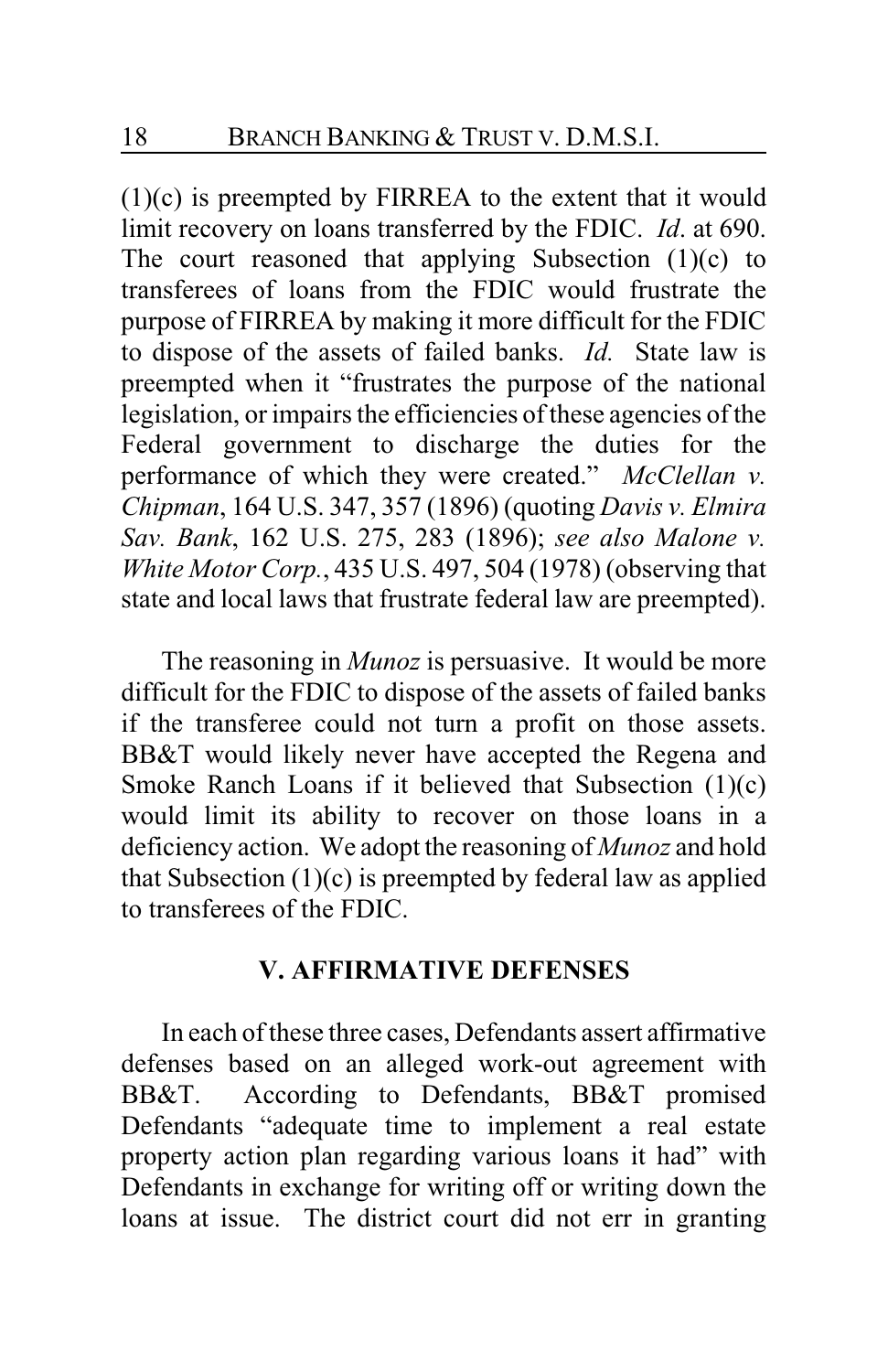(1)(c) is preempted by FIRREA to the extent that it would limit recovery on loans transferred by the FDIC. *Id*. at 690. The court reasoned that applying Subsection (1)(c) to transferees of loans from the FDIC would frustrate the purpose of FIRREA by making it more difficult for the FDIC to dispose of the assets of failed banks. *Id.* State law is preempted when it "frustrates the purpose of the national legislation, or impairs the efficiencies of these agencies of the Federal government to discharge the duties for the performance of which they were created." *McClellan v. Chipman*, 164 U.S. 347, 357 (1896) (quoting *Davis v. Elmira Sav. Bank*, 162 U.S. 275, 283 (1896); *see also Malone v. White Motor Corp.*, 435 U.S. 497, 504 (1978) (observing that state and local laws that frustrate federal law are preempted).

The reasoning in *Munoz* is persuasive. It would be more difficult for the FDIC to dispose of the assets of failed banks if the transferee could not turn a profit on those assets. BB&T would likely never have accepted the Regena and Smoke Ranch Loans if it believed that Subsection (1)(c) would limit its ability to recover on those loans in a deficiency action. We adopt the reasoning of *Munoz* and hold that Subsection (1)(c) is preempted by federal law as applied to transferees of the FDIC.

## V. AFFIRMATIVE DEFENSES

In each of these three cases, Defendants assert affirmative defenses based on an alleged work-out agreement with BB&T. According to Defendants, BB&T promised Defendants "adequate time to implement a real estate property action plan regarding various loans it had" with Defendants in exchange for writing off or writing down the loans at issue. The district court did not err in granting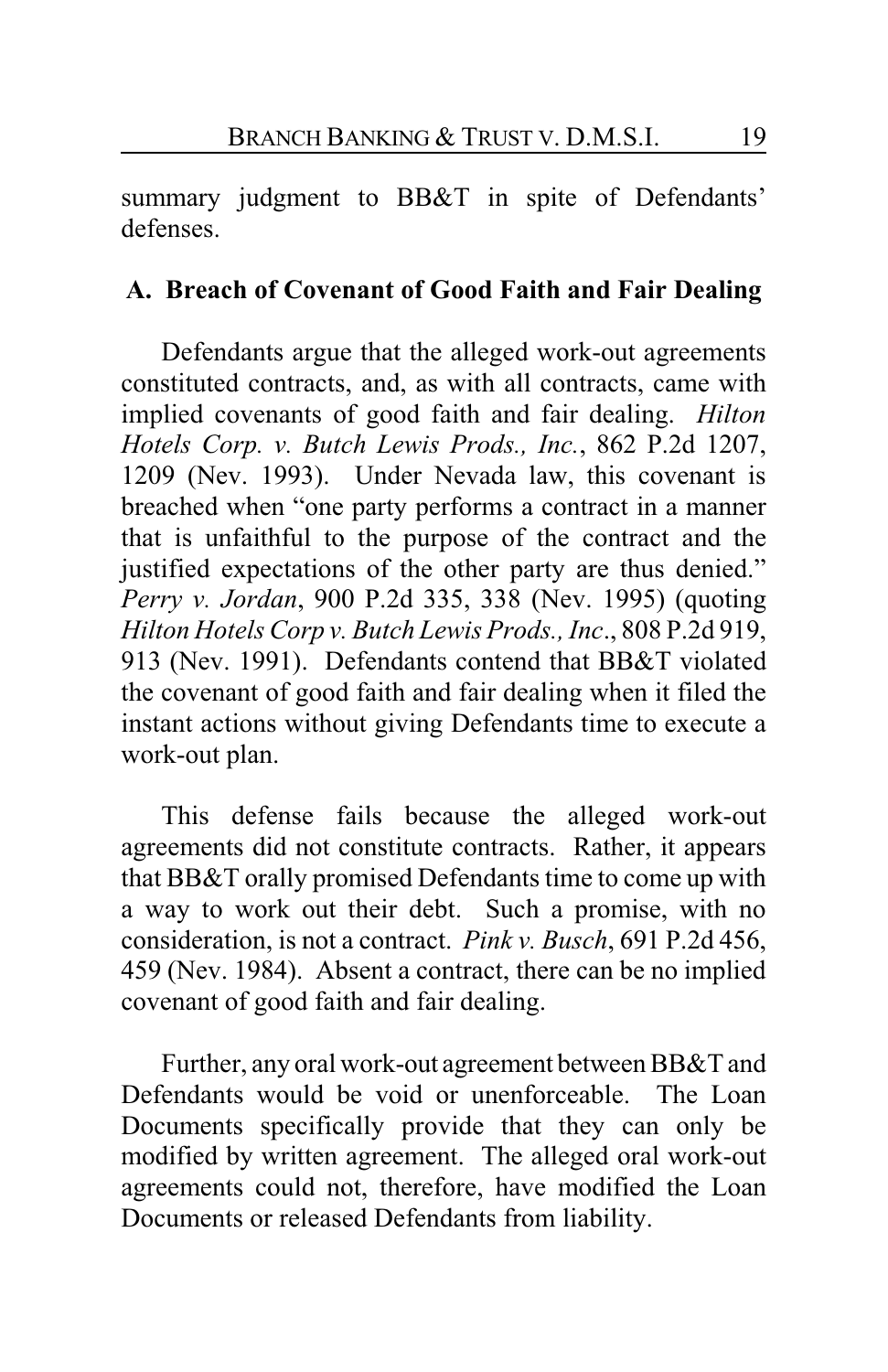summary judgment to BB&T in spite of Defendants' defenses.

### A. Breach of Covenant of Good Faith and Fair Dealing

Defendants argue that the alleged work-out agreements constituted contracts, and, as with all contracts, came with implied covenants of good faith and fair dealing. *Hilton Hotels Corp. v. Butch Lewis Prods., Inc.*, 862 P.2d 1207, 1209 (Nev. 1993). Under Nevada law, this covenant is breached when "one party performs a contract in a manner that is unfaithful to the purpose of the contract and the justified expectations of the other party are thus denied." *Perry v. Jordan*, 900 P.2d 335, 338 (Nev. 1995) (quoting *Hilton Hotels Corp v. Butch Lewis Prods., Inc*., 808 P.2d 919, 913 (Nev. 1991). Defendants contend that BB&T violated the covenant of good faith and fair dealing when it filed the instant actions without giving Defendants time to execute a work-out plan.

This defense fails because the alleged work-out agreements did not constitute contracts. Rather, it appears that BB&T orally promised Defendants time to come up with a way to work out their debt. Such a promise, with no consideration, is not a contract. *Pink v. Busch*, 691 P.2d 456, 459 (Nev. 1984). Absent a contract, there can be no implied covenant of good faith and fair dealing.

Further, any oral work-out agreement between BB&T and Defendants would be void or unenforceable. The Loan Documents specifically provide that they can only be modified by written agreement. The alleged oral work-out agreements could not, therefore, have modified the Loan Documents or released Defendants from liability.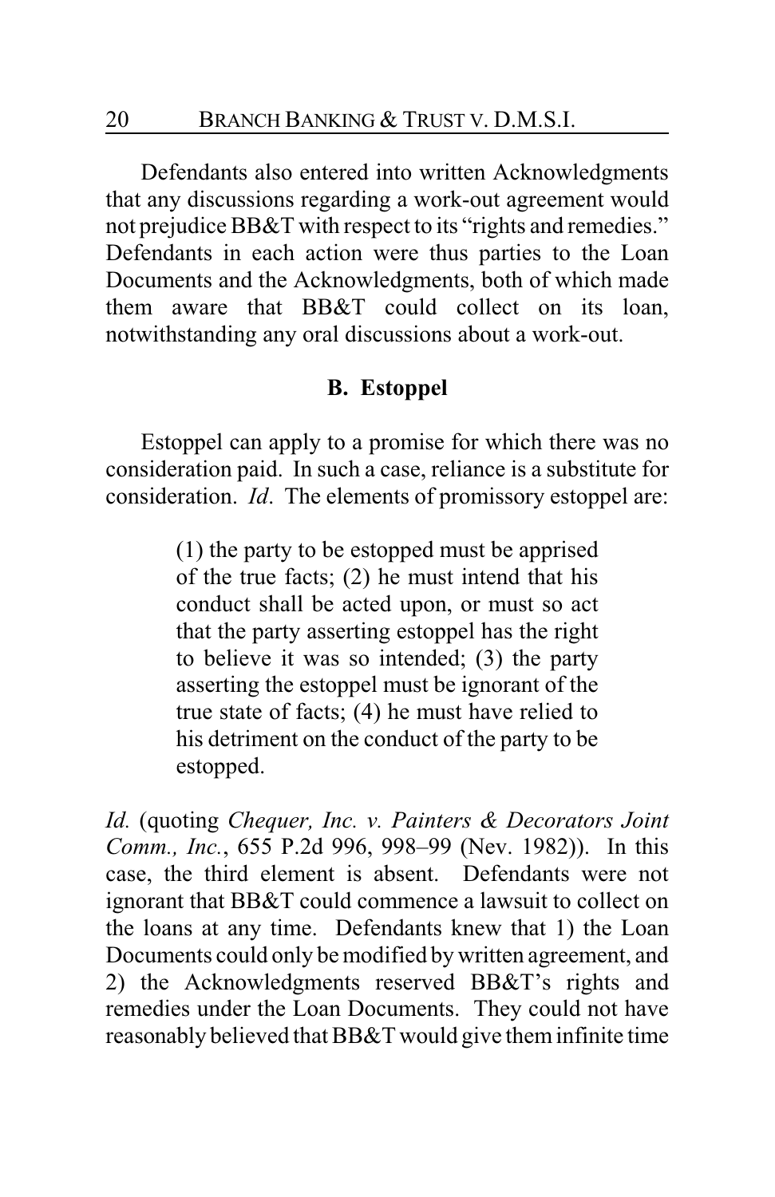Defendants also entered into written Acknowledgments that any discussions regarding a work-out agreement would not prejudice BB&T with respect to its "rights and remedies." Defendants in each action were thus parties to the Loan Documents and the Acknowledgments, both of which made them aware that BB&T could collect on its loan, notwithstanding any oral discussions about a work-out.

## B. Estoppel

Estoppel can apply to a promise for which there was no consideration paid. In such a case, reliance is a substitute for consideration. *Id*. The elements of promissory estoppel are:

> (1) the party to be estopped must be apprised of the true facts; (2) he must intend that his conduct shall be acted upon, or must so act that the party asserting estoppel has the right to believe it was so intended; (3) the party asserting the estoppel must be ignorant of the true state of facts; (4) he must have relied to his detriment on the conduct of the party to be estopped.

*Id.* (quoting *Chequer, Inc. v. Painters & Decorators Joint Comm., Inc.*, 655 P.2d 996, 998–99 (Nev. 1982)). In this case, the third element is absent. Defendants were not ignorant that BB&T could commence a lawsuit to collect on the loans at any time. Defendants knew that 1) the Loan Documents could only be modified by written agreement, and 2) the Acknowledgments reserved BB&T's rights and remedies under the Loan Documents. They could not have reasonably believed that BB&T would give them infinite time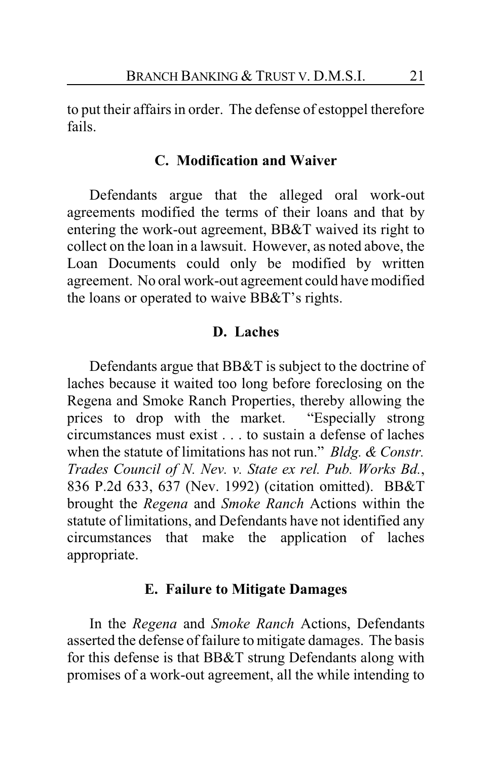to put their affairs in order. The defense of estoppel therefore fails.

### C. Modification and Waiver

Defendants argue that the alleged oral work-out agreements modified the terms of their loans and that by entering the work-out agreement, BB&T waived its right to collect on the loan in a lawsuit. However, as noted above, the Loan Documents could only be modified by written agreement. No oral work-out agreement could have modified the loans or operated to waive BB&T's rights.

### D. Laches

Defendants argue that BB&T is subject to the doctrine of laches because it waited too long before foreclosing on the Regena and Smoke Ranch Properties, thereby allowing the prices to drop with the market. "Especially strong circumstances must exist . . . to sustain a defense of laches when the statute of limitations has not run." *Bldg. & Constr. Trades Council of N. Nev. v. State ex rel. Pub. Works Bd.*, 836 P.2d 633, 637 (Nev. 1992) (citation omitted). BB&T brought the *Regena* and *Smoke Ranch* Actions within the statute of limitations, and Defendants have not identified any circumstances that make the application of laches appropriate.

### E. Failure to Mitigate Damages

In the *Regena* and *Smoke Ranch* Actions, Defendants asserted the defense of failure to mitigate damages. The basis for this defense is that BB&T strung Defendants along with promises of a work-out agreement, all the while intending to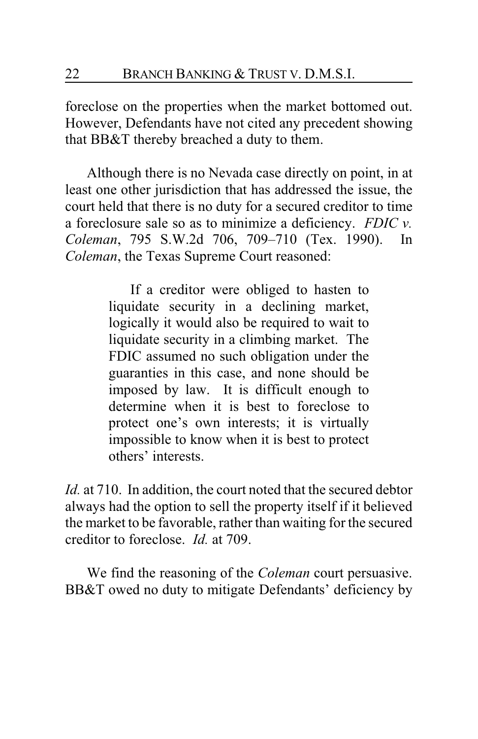foreclose on the properties when the market bottomed out. However, Defendants have not cited any precedent showing that BB&T thereby breached a duty to them.

Although there is no Nevada case directly on point, in at least one other jurisdiction that has addressed the issue, the court held that there is no duty for a secured creditor to time a foreclosure sale so as to minimize a deficiency. *FDIC v. Coleman*, 795 S.W.2d 706, 709–710 (Tex. 1990). In *Coleman*, the Texas Supreme Court reasoned:

> If a creditor were obliged to hasten to liquidate security in a declining market, logically it would also be required to wait to liquidate security in a climbing market. The FDIC assumed no such obligation under the guaranties in this case, and none should be imposed by law. It is difficult enough to determine when it is best to foreclose to protect one's own interests; it is virtually impossible to know when it is best to protect others' interests.

*Id.* at 710. In addition, the court noted that the secured debtor always had the option to sell the property itself if it believed the market to be favorable, rather than waiting for the secured creditor to foreclose. *Id.* at 709.

We find the reasoning of the *Coleman* court persuasive. BB&T owed no duty to mitigate Defendants' deficiency by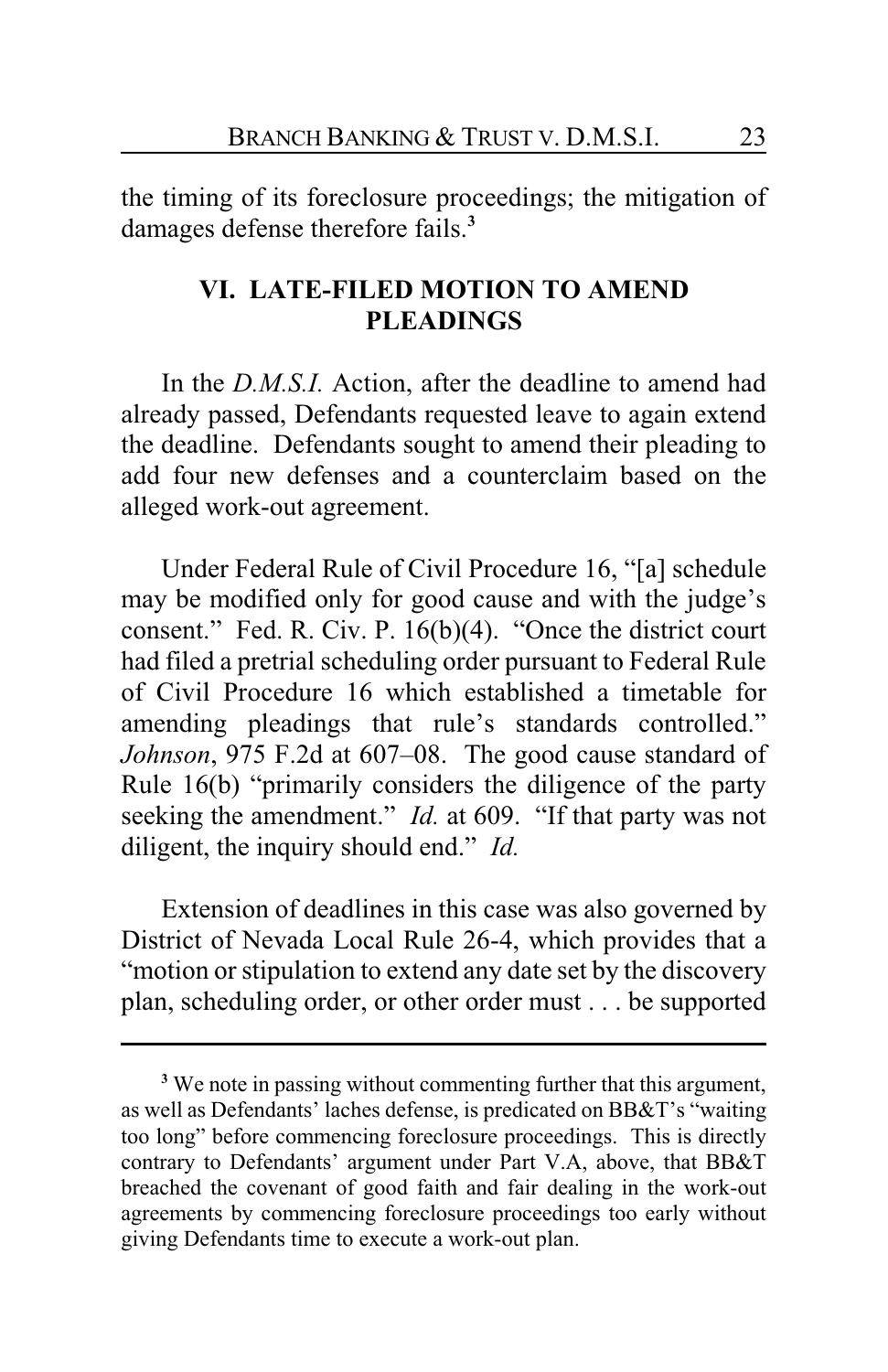the timing of its foreclosure proceedings; the mitigation of damages defense therefore fails.[3]

## VI. LATE-FILED MOTION TO AMEND PLEADINGS

In the *D.M.S.I.* Action, after the deadline to amend had already passed, Defendants requested leave to again extend the deadline. Defendants sought to amend their pleading to add four new defenses and a counterclaim based on the alleged work-out agreement.

Under Federal Rule of Civil Procedure 16, "[a] schedule may be modified only for good cause and with the judge's consent." Fed. R. Civ. P. 16(b)(4). "Once the district court had filed a pretrial scheduling order pursuant to Federal Rule of Civil Procedure 16 which established a timetable for amending pleadings that rule's standards controlled." *Johnson*, 975 F.2d at 607–08. The good cause standard of Rule 16(b) "primarily considers the diligence of the party seeking the amendment." *Id.* at 609. "If that party was not diligent, the inquiry should end." *Id.*

Extension of deadlines in this case was also governed by District of Nevada Local Rule 26-4, which provides that a "motion or stipulation to extend any date set by the discovery plan, scheduling order, or other order must . . . be supported

[3] We note in passing without commenting further that this argument, as well as Defendants' laches defense, is predicated on BB&T's "waiting too long" before commencing foreclosure proceedings. This is directly contrary to Defendants' argument under Part V.A, above, that BB&T breached the covenant of good faith and fair dealing in the work-out agreements by commencing foreclosure proceedings too early without giving Defendants time to execute a work-out plan.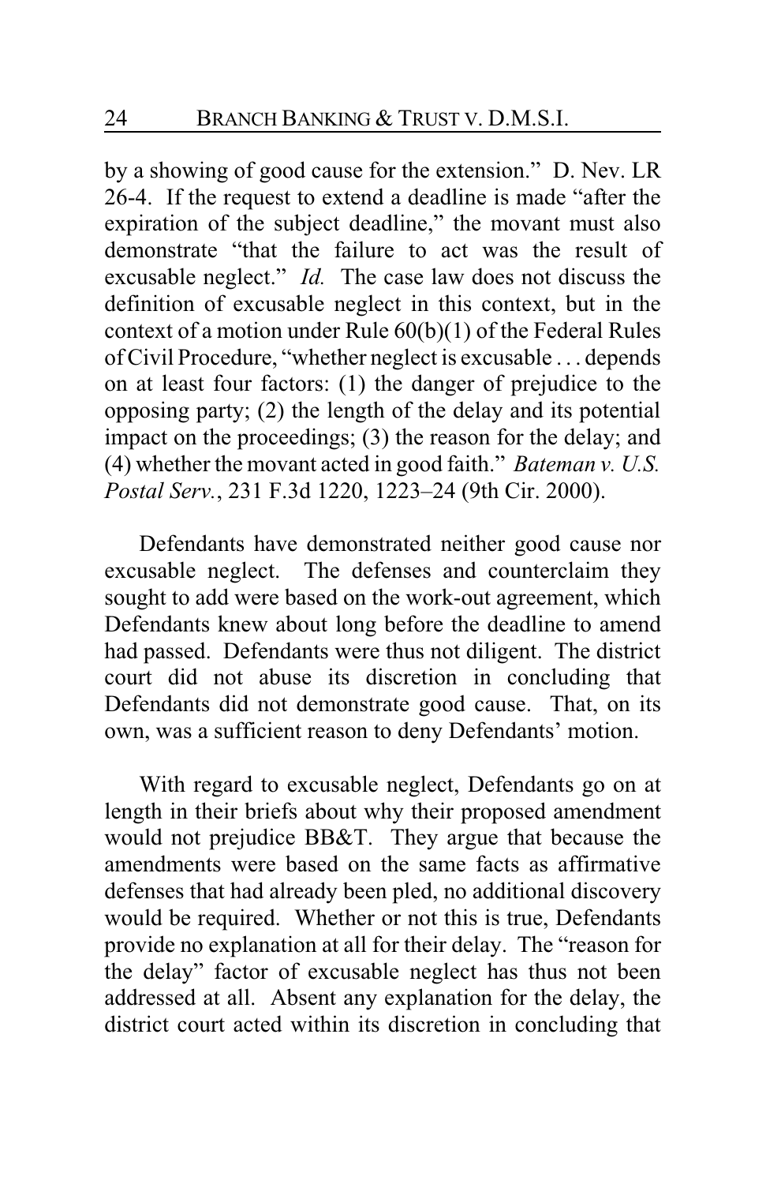by a showing of good cause for the extension." D. Nev. LR 26-4. If the request to extend a deadline is made "after the expiration of the subject deadline," the movant must also demonstrate "that the failure to act was the result of excusable neglect." *Id.* The case law does not discuss the definition of excusable neglect in this context, but in the context of a motion under Rule 60(b)(1) of the Federal Rules of Civil Procedure, "whether neglect is excusable . . . depends on at least four factors: (1) the danger of prejudice to the opposing party; (2) the length of the delay and its potential impact on the proceedings; (3) the reason for the delay; and (4) whether the movant acted in good faith." *Bateman v. U.S. Postal Serv.*, 231 F.3d 1220, 1223–24 (9th Cir. 2000).

Defendants have demonstrated neither good cause nor excusable neglect. The defenses and counterclaim they sought to add were based on the work-out agreement, which Defendants knew about long before the deadline to amend had passed. Defendants were thus not diligent. The district court did not abuse its discretion in concluding that Defendants did not demonstrate good cause. That, on its own, was a sufficient reason to deny Defendants' motion.

With regard to excusable neglect, Defendants go on at length in their briefs about why their proposed amendment would not prejudice BB&T. They argue that because the amendments were based on the same facts as affirmative defenses that had already been pled, no additional discovery would be required. Whether or not this is true, Defendants provide no explanation at all for their delay. The "reason for the delay" factor of excusable neglect has thus not been addressed at all. Absent any explanation for the delay, the district court acted within its discretion in concluding that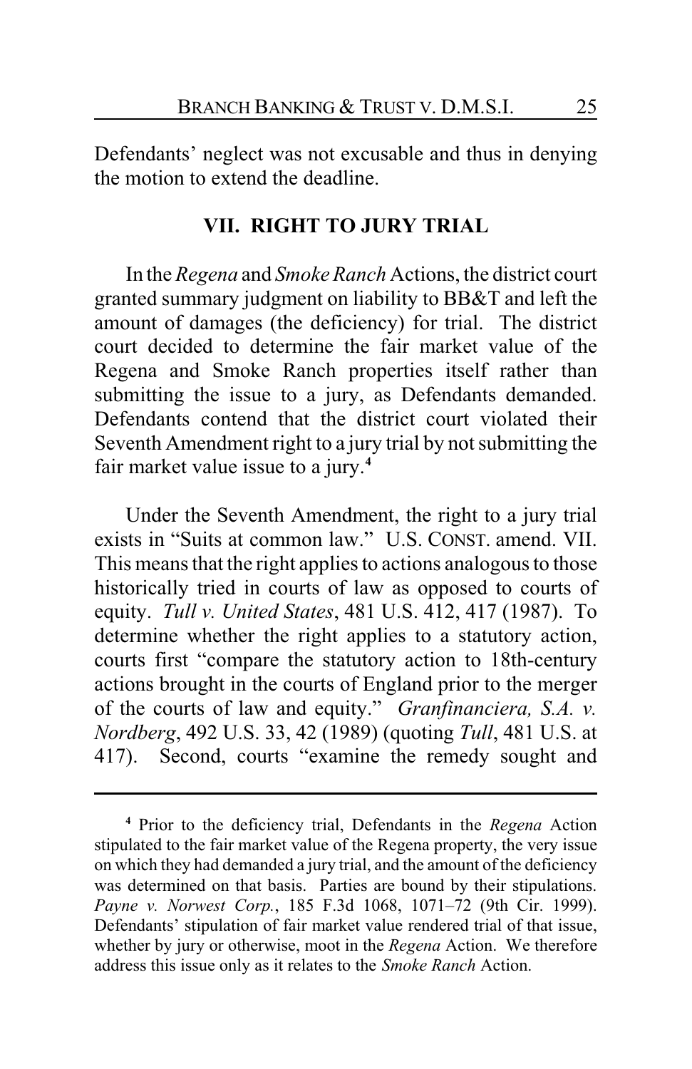Defendants' neglect was not excusable and thus in denying the motion to extend the deadline.

## VII. RIGHT TO JURY TRIAL

In the *Regena* and *Smoke Ranch* Actions, the district court granted summary judgment on liability to BB&T and left the amount of damages (the deficiency) for trial. The district court decided to determine the fair market value of the Regena and Smoke Ranch properties itself rather than submitting the issue to a jury, as Defendants demanded. Defendants contend that the district court violated their Seventh Amendment right to a jury trial by not submitting the fair market value issue to a jury.[4]

Under the Seventh Amendment, the right to a jury trial exists in "Suits at common law." U.S. CONST. amend. VII. This means that the right applies to actions analogous to those historically tried in courts of law as opposed to courts of equity. *Tull v. United States*, 481 U.S. 412, 417 (1987). To determine whether the right applies to a statutory action, courts first "compare the statutory action to 18th-century actions brought in the courts of England prior to the merger of the courts of law and equity." *Granfinanciera, S.A. v. Nordberg*, 492 U.S. 33, 42 (1989) (quoting *Tull*, 481 U.S. at 417). Second, courts "examine the remedy sought and

---

[4] Prior to the deficiency trial, Defendants in the *Regena* Action stipulated to the fair market value of the Regena property, the very issue on which they had demanded a jury trial, and the amount of the deficiency was determined on that basis. Parties are bound by their stipulations. *Payne v. Norwest Corp.*, 185 F.3d 1068, 1071–72 (9th Cir. 1999). Defendants' stipulation of fair market value rendered trial of that issue, whether by jury or otherwise, moot in the *Regena* Action. We therefore address this issue only as it relates to the *Smoke Ranch* Action.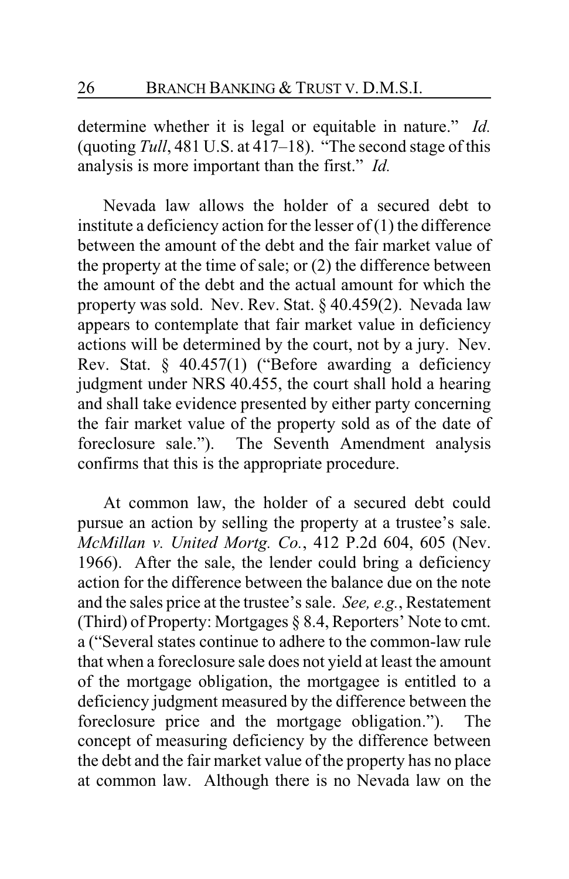determine whether it is legal or equitable in nature." *Id.* (quoting *Tull*, 481 U.S. at 417–18). "The second stage of this analysis is more important than the first." *Id.*

Nevada law allows the holder of a secured debt to institute a deficiency action for the lesser of (1) the difference between the amount of the debt and the fair market value of the property at the time of sale; or (2) the difference between the amount of the debt and the actual amount for which the property was sold. Nev. Rev. Stat. § 40.459(2). Nevada law appears to contemplate that fair market value in deficiency actions will be determined by the court, not by a jury. Nev. Rev. Stat. § 40.457(1) ("Before awarding a deficiency judgment under NRS 40.455, the court shall hold a hearing and shall take evidence presented by either party concerning the fair market value of the property sold as of the date of foreclosure sale."). The Seventh Amendment analysis confirms that this is the appropriate procedure.

At common law, the holder of a secured debt could pursue an action by selling the property at a trustee's sale. *McMillan v. United Mortg. Co.*, 412 P.2d 604, 605 (Nev. 1966). After the sale, the lender could bring a deficiency action for the difference between the balance due on the note and the sales price at the trustee's sale. *See, e.g.*, Restatement (Third) of Property: Mortgages § 8.4, Reporters' Note to cmt. a ("Several states continue to adhere to the common-law rule that when a foreclosure sale does not yield at least the amount of the mortgage obligation, the mortgagee is entitled to a deficiency judgment measured by the difference between the foreclosure price and the mortgage obligation."). The concept of measuring deficiency by the difference between the debt and the fair market value of the property has no place at common law. Although there is no Nevada law on the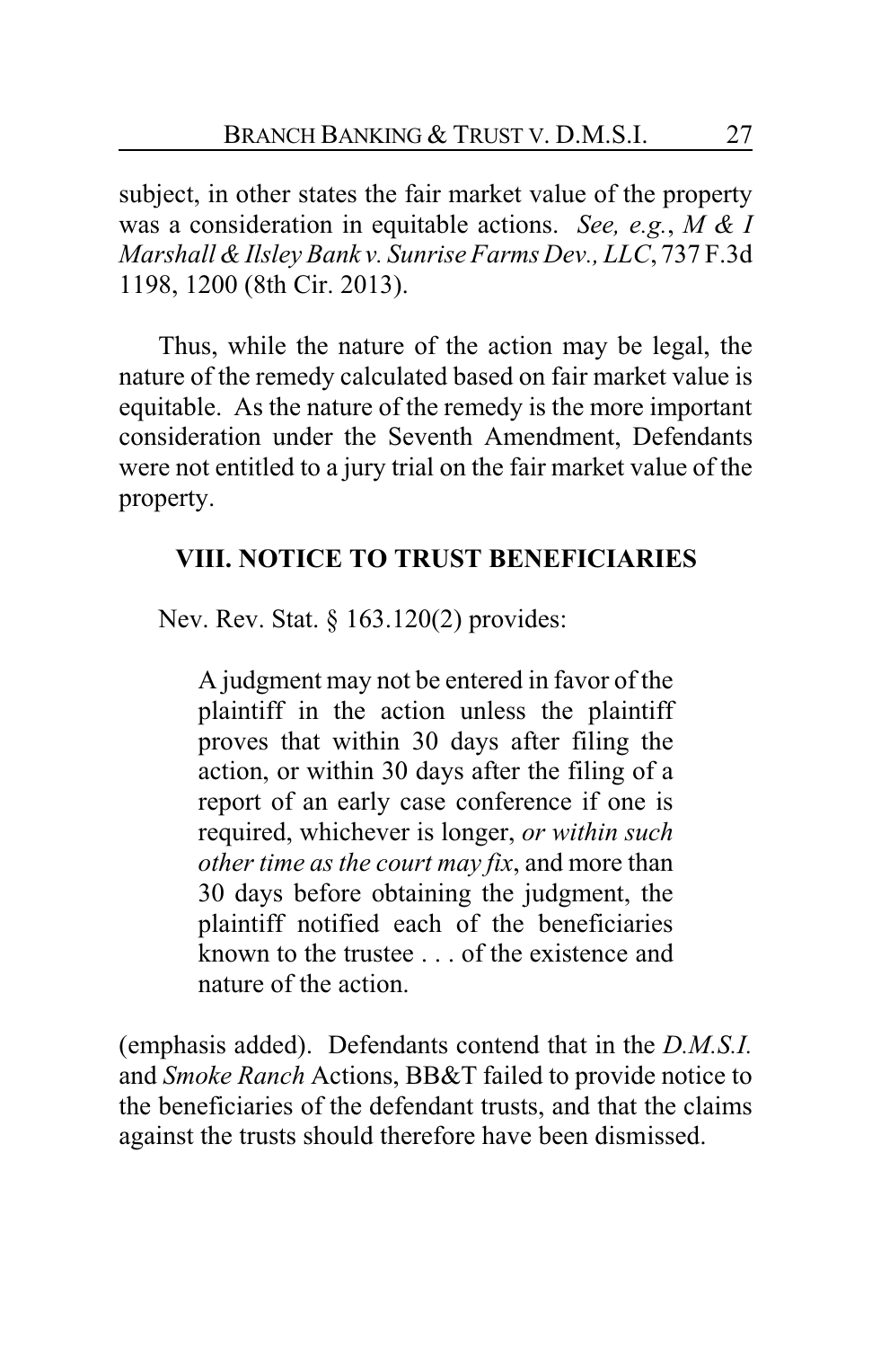subject, in other states the fair market value of the property was a consideration in equitable actions. *See, e.g.*, *M & I Marshall & Ilsley Bank v. Sunrise Farms Dev., LLC*, 737 F.3d 1198, 1200 (8th Cir. 2013).

Thus, while the nature of the action may be legal, the nature of the remedy calculated based on fair market value is equitable. As the nature of the remedy is the more important consideration under the Seventh Amendment, Defendants were not entitled to a jury trial on the fair market value of the property.

## VIII. NOTICE TO TRUST BENEFICIARIES

Nev. Rev. Stat. § 163.120(2) provides:

> A judgment may not be entered in favor of the plaintiff in the action unless the plaintiff proves that within 30 days after filing the action, or within 30 days after the filing of a report of an early case conference if one is required, whichever is longer, *or within such other time as the court may fix*, and more than 30 days before obtaining the judgment, the plaintiff notified each of the beneficiaries known to the trustee . . . of the existence and nature of the action.

(emphasis added). Defendants contend that in the *D.M.S.I.* and *Smoke Ranch* Actions, BB&T failed to provide notice to the beneficiaries of the defendant trusts, and that the claims against the trusts should therefore have been dismissed.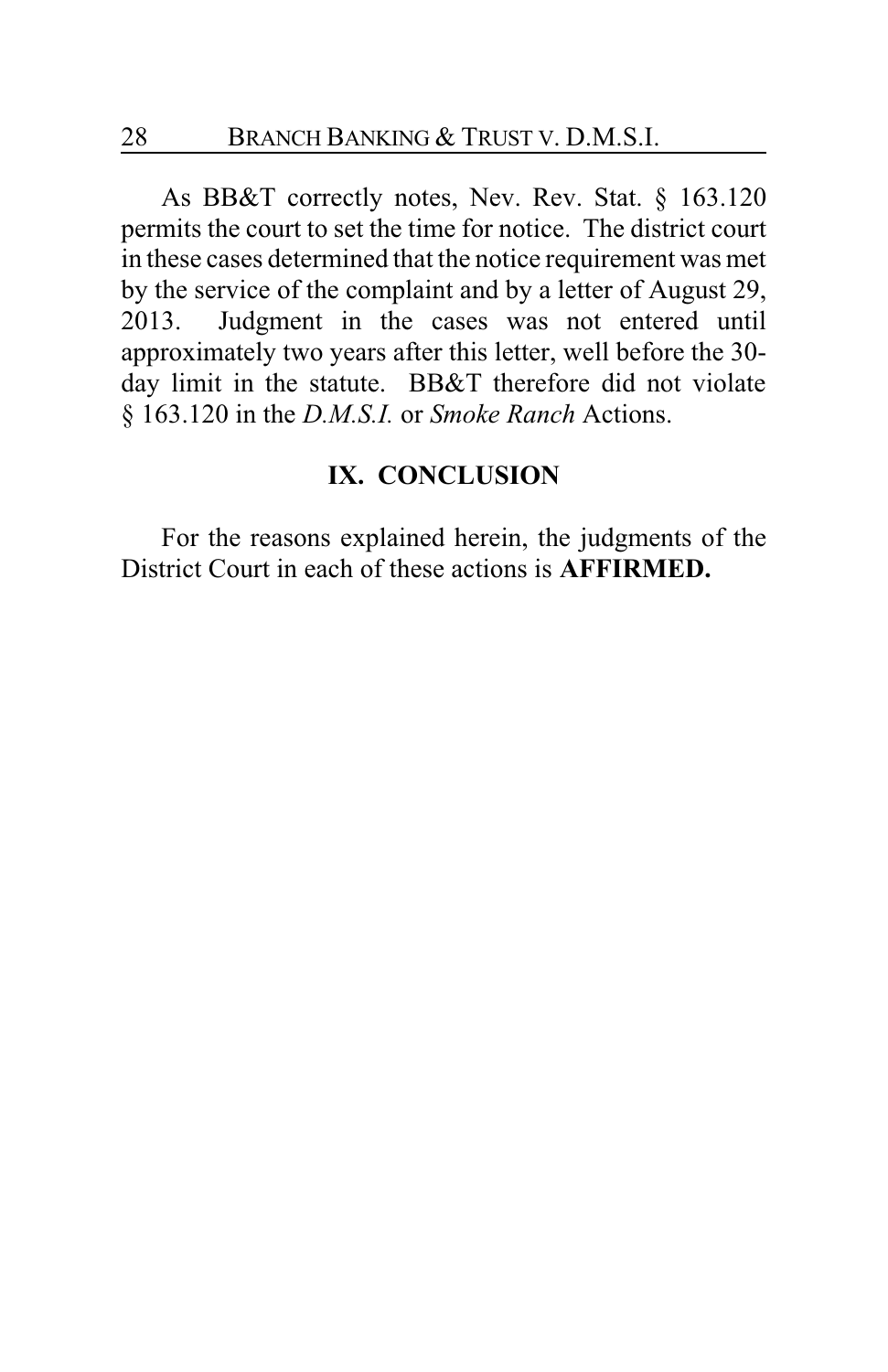As BB&T correctly notes, Nev. Rev. Stat. § 163.120 permits the court to set the time for notice. The district court in these cases determined that the notice requirement was met by the service of the complaint and by a letter of August 29, 2013. Judgment in the cases was not entered until approximately two years after this letter, well before the 30-day limit in the statute. BB&T therefore did not violate § 163.120 in the *D.M.S.I.* or *Smoke Ranch* Actions.

## IX. CONCLUSION

For the reasons explained herein, the judgments of the District Court in each of these actions is **AFFIRMED.**